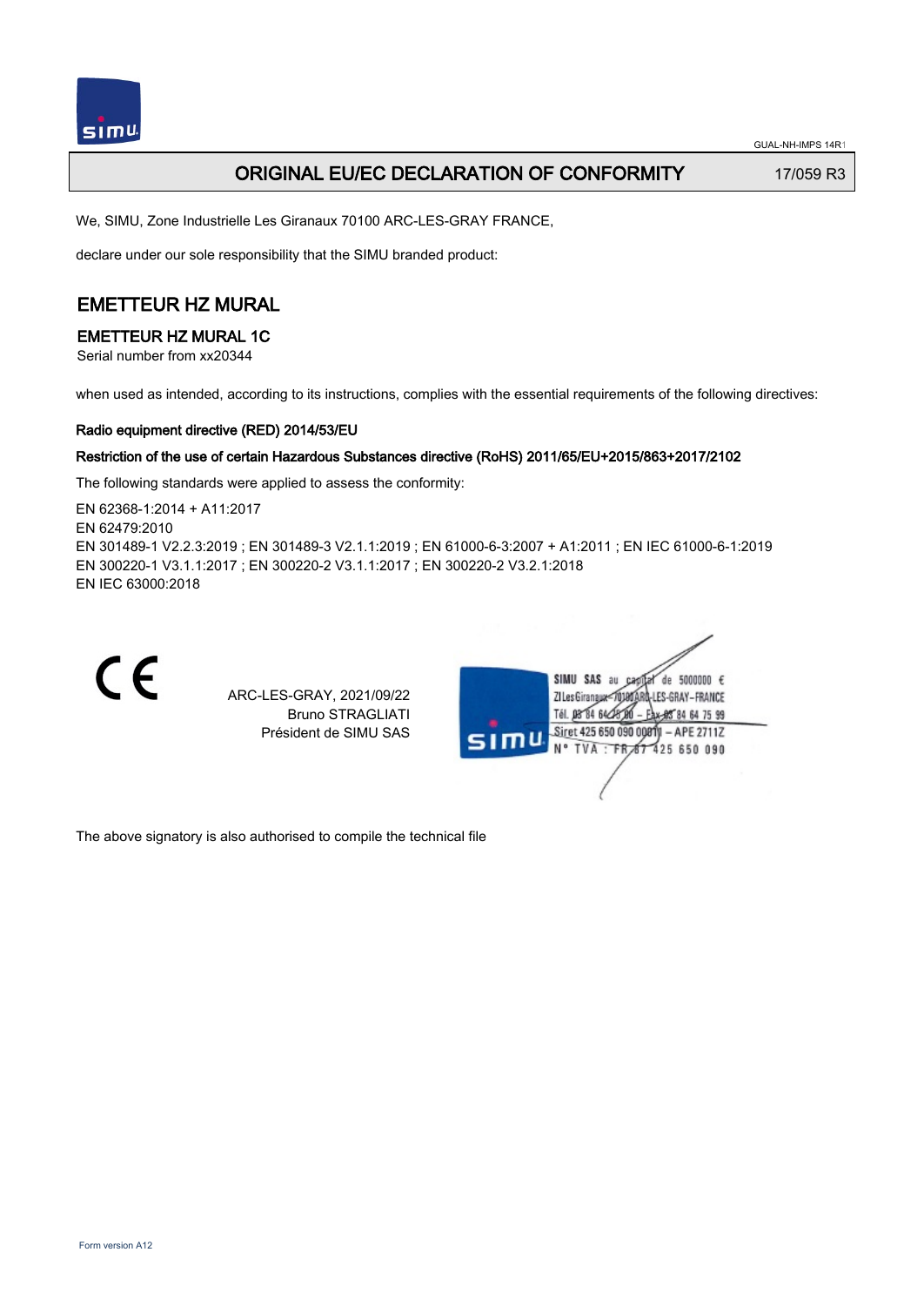# ORIGINAL EU/EC DECLARATION OF CONFORMITY

17/059 R3

We, SIMU, Zone Industrielle Les Giranaux 70100 ARC-LES-GRAY FRANCE,

declare under our sole responsibility that the SIMU branded product:

## EMETTEUR HZ MURAL

### EMETTEUR HZ MURAL 1C

Serial number from xx20344

when used as intended, according to its instructions, complies with the essential requirements of the following directives:

**Radio equipment directive (RED) 2014/53/EU**

**Restriction of the use of certain Hazardous Substances directive (RoHS) 2011/65/EU+2015/863+2017/2102**

The following standards were applied to assess the conformity:

EN 62368-1:2014 + A11:2017
EN 62479:2010
EN 301489-1 V2.2.3:2019 ; EN 301489-3 V2.1.1:2019 ; EN 61000-6-3:2007 + A1:2011 ; EN IEC 61000-6-1:2019
EN 300220-1 V3.1.1:2017 ; EN 300220-2 V3.1.1:2017 ; EN 300220-2 V3.2.1:2018
EN IEC 63000:2018

CE

ARC-LES-GRAY, 2021/09/22
Bruno STRAGLIATI
Président de SIMU SAS

SIMU SAS au capital de 5000000 €
ZI Les Giranaux 70100 ARC-LES-GRAY-FRANCE
Tél. 03 84 64 75 00 – Fax 03 84 64 75 99
Siret 425 650 090 00011 – APE 2711Z
N° TVA : FR 87 425 650 090

The above signatory is also authorised to compile the technical file

Form version A12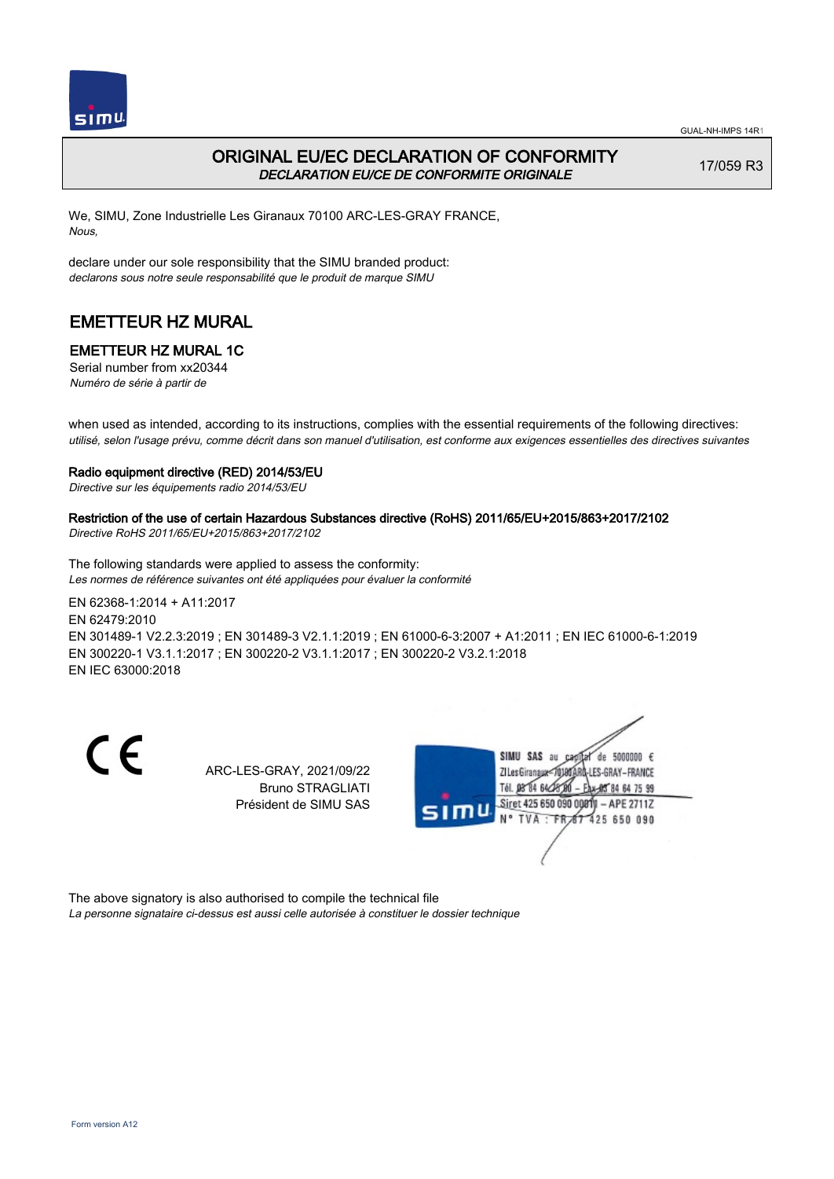# ORIGINAL EU/EC DECLARATION OF CONFORMITY

*DECLARATION EU/CE DE CONFORMITE ORIGINALE*

17/059 R3

We, SIMU, Zone Industrielle Les Giranaux 70100 ARC-LES-GRAY FRANCE,
*Nous,*

declare under our sole responsibility that the SIMU branded product:
*declarons sous notre seule responsabilité que le produit de marque SIMU*

## EMETTEUR HZ MURAL

### EMETTEUR HZ MURAL 1C

Serial number from xx20344
*Numéro de série à partir de*

when used as intended, according to its instructions, complies with the essential requirements of the following directives:
*utilisé, selon l'usage prévu, comme décrit dans son manuel d'utilisation, est conforme aux exigences essentielles des directives suivantes*

**Radio equipment directive (RED) 2014/53/EU**
*Directive sur les équipements radio 2014/53/EU*

**Restriction of the use of certain Hazardous Substances directive (RoHS) 2011/65/EU+2015/863+2017/2102**
*Directive RoHS 2011/65/EU+2015/863+2017/2102*

The following standards were applied to assess the conformity:
*Les normes de référence suivantes ont été appliquées pour évaluer la conformité*

EN 62368-1:2014 + A11:2017
EN 62479:2010
EN 301489-1 V2.2.3:2019 ; EN 301489-3 V2.1.1:2019 ; EN 61000-6-3:2007 + A1:2011 ; EN IEC 61000-6-1:2019
EN 300220-1 V3.1.1:2017 ; EN 300220-2 V3.1.1:2017 ; EN 300220-2 V3.2.1:2018
EN IEC 63000:2018

CE

ARC-LES-GRAY, 2021/09/22
Bruno STRAGLIATI
Président de SIMU SAS

SIMU SAS au capital de 5000000 €
ZI Les Giranaux 70100 ARC-LES-GRAY-FRANCE
Tél. 03 84 64 75 00 – Fax 03 84 64 75 99
Siret 425 650 090 00011 – APE 2711Z
N° TVA : FR 67 425 650 090

The above signatory is also authorised to compile the technical file
*La personne signataire ci-dessus est aussi celle autorisée à constituer le dossier technique*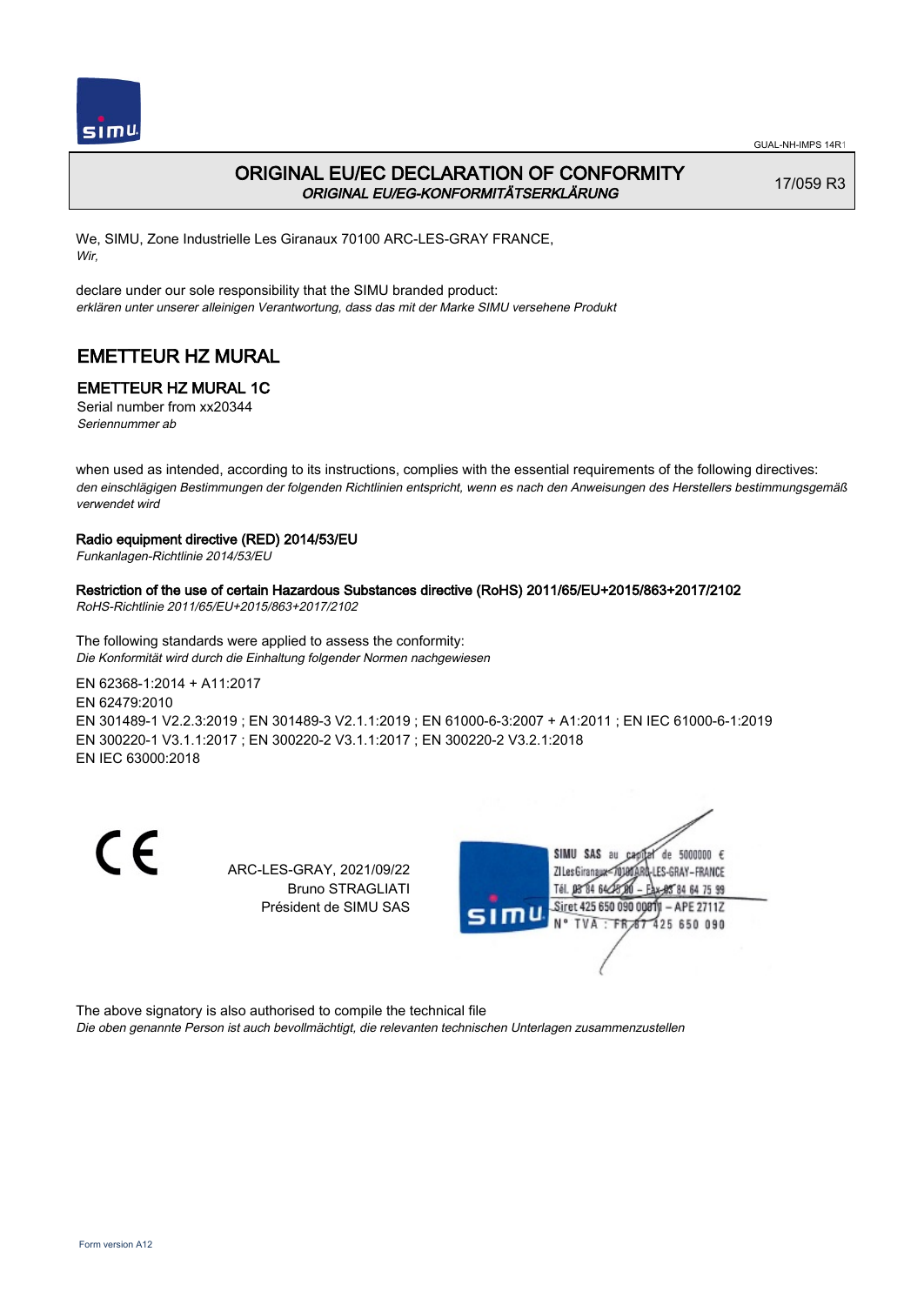# ORIGINAL EU/EC DECLARATION OF CONFORMITY

*ORIGINAL EU/EG-KONFORMITÄTSERKLÄRUNG*

17/059 R3

We, SIMU, Zone Industrielle Les Giranaux 70100 ARC-LES-GRAY FRANCE,
*Wir,*

declare under our sole responsibility that the SIMU branded product:
*erklären unter unserer alleinigen Verantwortung, dass das mit der Marke SIMU versehene Produkt*

## EMETTEUR HZ MURAL

### EMETTEUR HZ MURAL 1C

Serial number from xx20344
*Seriennummer ab*

when used as intended, according to its instructions, complies with the essential requirements of the following directives:
*den einschlägigen Bestimmungen der folgenden Richtlinien entspricht, wenn es nach den Anweisungen des Herstellers bestimmungsgemäß verwendet wird*

**Radio equipment directive (RED) 2014/53/EU**
*Funkanlagen-Richtlinie 2014/53/EU*

**Restriction of the use of certain Hazardous Substances directive (RoHS) 2011/65/EU+2015/863+2017/2102**
*RoHS-Richtlinie 2011/65/EU+2015/863+2017/2102*

The following standards were applied to assess the conformity:
*Die Konformität wird durch die Einhaltung folgender Normen nachgewiesen*

EN 62368-1:2014 + A11:2017
EN 62479:2010
EN 301489-1 V2.2.3:2019 ; EN 301489-3 V2.1.1:2019 ; EN 61000-6-3:2007 + A1:2011 ; EN IEC 61000-6-1:2019
EN 300220-1 V3.1.1:2017 ; EN 300220-2 V3.1.1:2017 ; EN 300220-2 V3.2.1:2018
EN IEC 63000:2018

ARC-LES-GRAY, 2021/09/22
Bruno STRAGLIATI
Président de SIMU SAS

SIMU SAS au capital de 5000000 €
ZI Les Giranaux 70100 ARC-LES-GRAY-FRANCE
Tél. 03 84 64 75 00 – Fax 03 84 64 75 99
Siret 425 650 090 00011 – APE 2711Z
N° TVA : FR 87 425 650 090

The above signatory is also authorised to compile the technical file
*Die oben genannte Person ist auch bevollmächtigt, die relevanten technischen Unterlagen zusammenzustellen*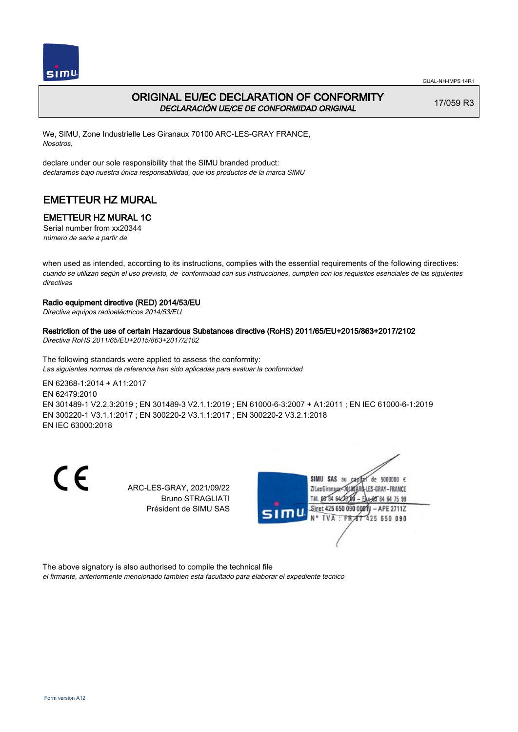# ORIGINAL EU/EC DECLARATION OF CONFORMITY
*DECLARACIÓN UE/CE DE CONFORMIDAD ORIGINAL*

17/059 R3

We, SIMU, Zone Industrielle Les Giranaux 70100 ARC-LES-GRAY FRANCE,
*Nosotros,*

declare under our sole responsibility that the SIMU branded product:
*declaramos bajo nuestra única responsabilidad, que los productos de la marca SIMU*

## EMETTEUR HZ MURAL

### EMETTEUR HZ MURAL 1C

Serial number from xx20344
*número de serie a partir de*

when used as intended, according to its instructions, complies with the essential requirements of the following directives:
*cuando se utilizan según el uso previsto, de conformidad con sus instrucciones, cumplen con los requisitos esenciales de las siguientes directivas*

**Radio equipment directive (RED) 2014/53/EU**
*Directiva equipos radioeléctricos 2014/53/EU*

**Restriction of the use of certain Hazardous Substances directive (RoHS) 2011/65/EU+2015/863+2017/2102**
*Directiva RoHS 2011/65/EU+2015/863+2017/2102*

The following standards were applied to assess the conformity:
*Las siguientes normas de referencia han sido aplicadas para evaluar la conformidad*

EN 62368-1:2014 + A11:2017
EN 62479:2010
EN 301489-1 V2.2.3:2019 ; EN 301489-3 V2.1.1:2019 ; EN 61000-6-3:2007 + A1:2011 ; EN IEC 61000-6-1:2019
EN 300220-1 V3.1.1:2017 ; EN 300220-2 V3.1.1:2017 ; EN 300220-2 V3.2.1:2018
EN IEC 63000:2018

CE

ARC-LES-GRAY, 2021/09/22
Bruno STRAGLIATI
Président de SIMU SAS

SIMU SAS au capital de 5000000 €
ZI Les Giranaux 70100 ARC-LES-GRAY-FRANCE
Tél. 03 84 64 75 00 – Fax 03 84 64 75 99
Siret 425 650 090 00011 – APE 2711Z
N° TVA : FR 87 425 650 090

The above signatory is also authorised to compile the technical file
*el firmante, anteriormente mencionado tambien esta facultado para elaborar el expediente tecnico*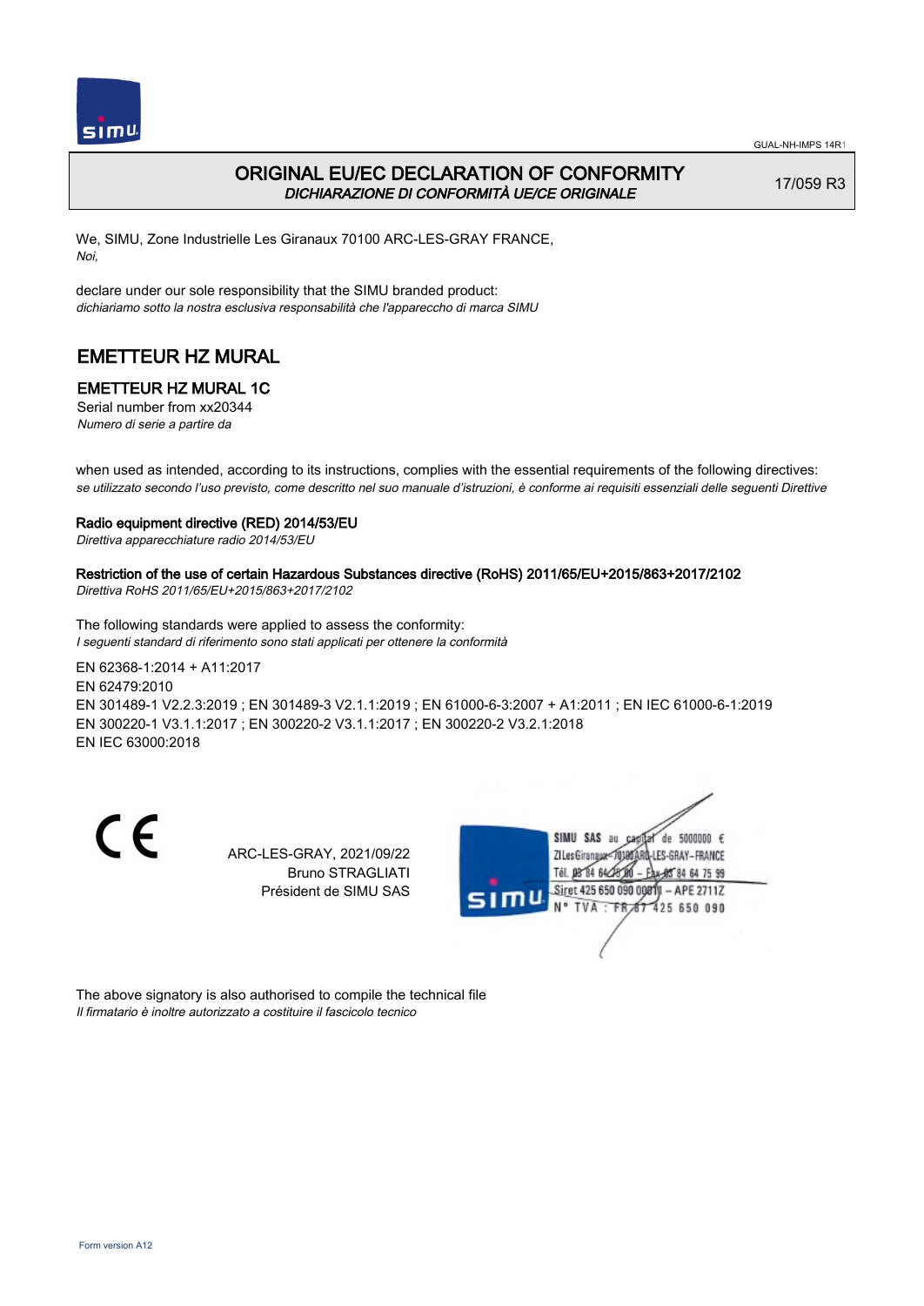GUAL-NH-IMPS 14R1

# ORIGINAL EU/EC DECLARATION OF CONFORMITY

*DICHIARAZIONE DI CONFORMITÀ UE/CE ORIGINALE*

17/059 R3

We, SIMU, Zone Industrielle Les Giranaux 70100 ARC-LES-GRAY FRANCE,
*Noi,*

declare under our sole responsibility that the SIMU branded product:
*dichiariamo sotto la nostra esclusiva responsabilità che l'apparecchio di marca SIMU*

## EMETTEUR HZ MURAL

### EMETTEUR HZ MURAL 1C

Serial number from xx20344
*Numero di serie a partire da*

when used as intended, according to its instructions, complies with the essential requirements of the following directives:
*se utilizzato secondo l'uso previsto, come descritto nel suo manuale d'istruzioni, è conforme ai requisiti essenziali delle seguenti Direttive*

**Radio equipment directive (RED) 2014/53/EU**
*Direttiva apparecchiature radio 2014/53/EU*

**Restriction of the use of certain Hazardous Substances directive (RoHS) 2011/65/EU+2015/863+2017/2102**
*Direttiva RoHS 2011/65/EU+2015/863+2017/2102*

The following standards were applied to assess the conformity:
*I seguenti standard di riferimento sono stati applicati per ottenere la conformità*

EN 62368-1:2014 + A11:2017
EN 62479:2010
EN 301489-1 V2.2.3:2019 ; EN 301489-3 V2.1.1:2019 ; EN 61000-6-3:2007 + A1:2011 ; EN IEC 61000-6-1:2019
EN 300220-1 V3.1.1:2017 ; EN 300220-2 V3.1.1:2017 ; EN 300220-2 V3.2.1:2018
EN IEC 63000:2018

CE

ARC-LES-GRAY, 2021/09/22
Bruno STRAGLIATI
Président de SIMU SAS

SIMU SAS au capital de 5000000 €
ZI Les Giranaux 70100 ARC-LES-GRAY-FRANCE
Tél. 03 84 64 75 00 – Fax 03 84 64 75 99
Siret 425 650 090 00011 – APE 2711Z
N° TVA : FR 87 425 650 090

The above signatory is also authorised to compile the technical file
*Il firmatario è inoltre autorizzato a costituire il fascicolo tecnico*

Form version A12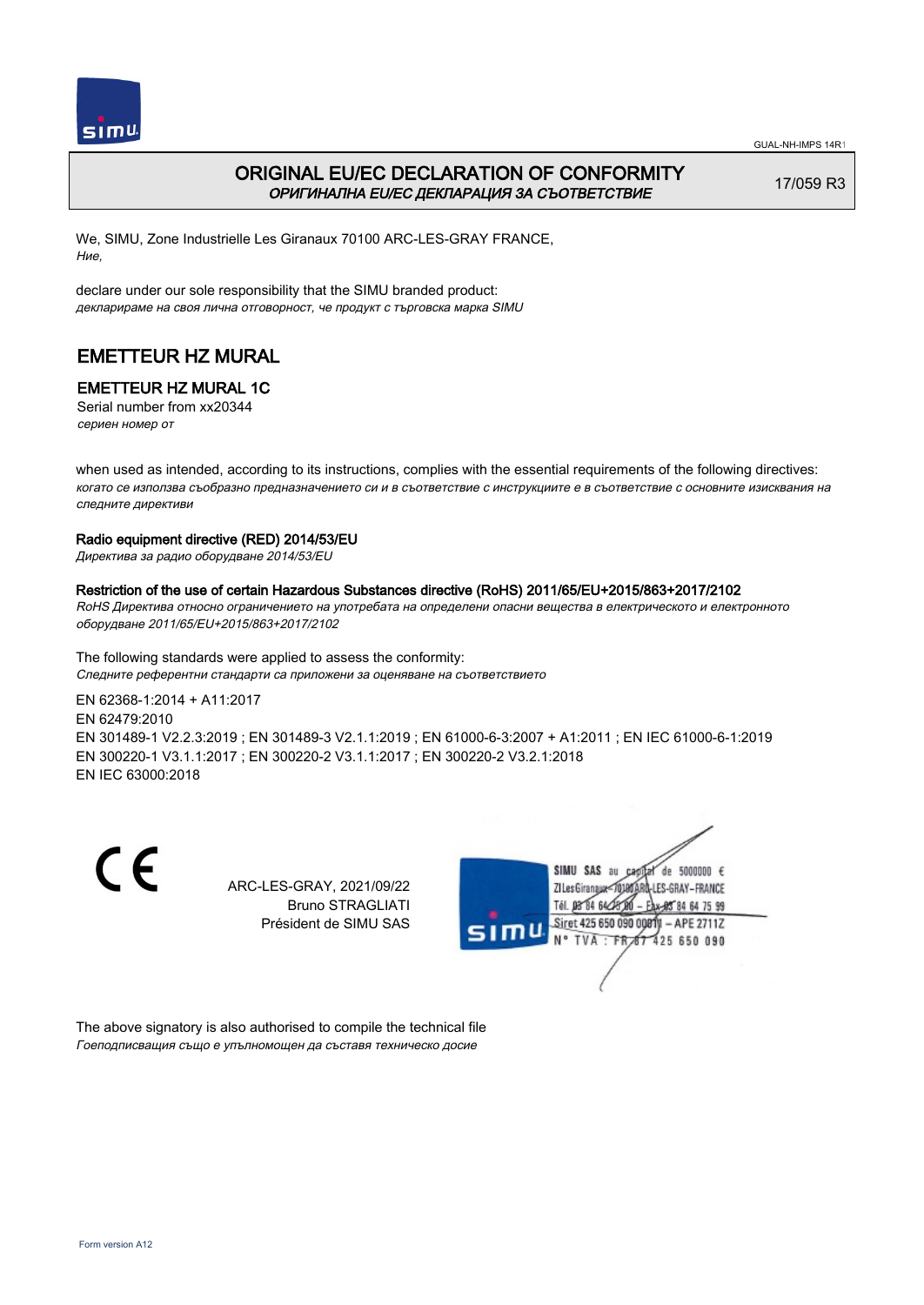# ORIGINAL EU/EC DECLARATION OF CONFORMITY
*ОРИГИНАЛНА EU/EC ДЕКЛАРАЦИЯ ЗА СЪОТВЕТСТВИЕ*

17/059 R3

We, SIMU, Zone Industrielle Les Giranaux 70100 ARC-LES-GRAY FRANCE,
*Ние,*

declare under our sole responsibility that the SIMU branded product:
*декларираме на своя лична отговорност, че продукт с търговска марка SIMU*

## EMETTEUR HZ MURAL

### EMETTEUR HZ MURAL 1C

Serial number from xx20344
*сериен номер от*

when used as intended, according to its instructions, complies with the essential requirements of the following directives:
*когато се използва съобразно предназначението си и в съответствие с инструкциите е в съответствие с основните изисквания на следните директиви*

**Radio equipment directive (RED) 2014/53/EU**
*Директива за радио оборудване 2014/53/EU*

**Restriction of the use of certain Hazardous Substances directive (RoHS) 2011/65/EU+2015/863+2017/2102**
*RoHS Директива относно ограничението на употребата на определени опасни вещества в електрическото и електронното оборудване 2011/65/EU+2015/863+2017/2102*

The following standards were applied to assess the conformity:
*Следните референтни стандарти са приложени за оценяване на съответствието*

EN 62368-1:2014 + A11:2017
EN 62479:2010
EN 301489-1 V2.2.3:2019 ; EN 301489-3 V2.1.1:2019 ; EN 61000-6-3:2007 + A1:2011 ; EN IEC 61000-6-1:2019
EN 300220-1 V3.1.1:2017 ; EN 300220-2 V3.1.1:2017 ; EN 300220-2 V3.2.1:2018
EN IEC 63000:2018

CE

ARC-LES-GRAY, 2021/09/22
Bruno STRAGLIATI
Président de SIMU SAS

SIMU SAS au capital de 5000000 €
ZI Les Giranaux 70100 ARC-LES-GRAY-FRANCE
Tél. 03 84 64 75 00 – Fax 03 84 64 75 99
Siret 425 650 090 00011 – APE 2711Z
N° TVA : FR 87 425 650 090

The above signatory is also authorised to compile the technical file
*Гоеподписващия също е упълномощен да съставя техническо досие*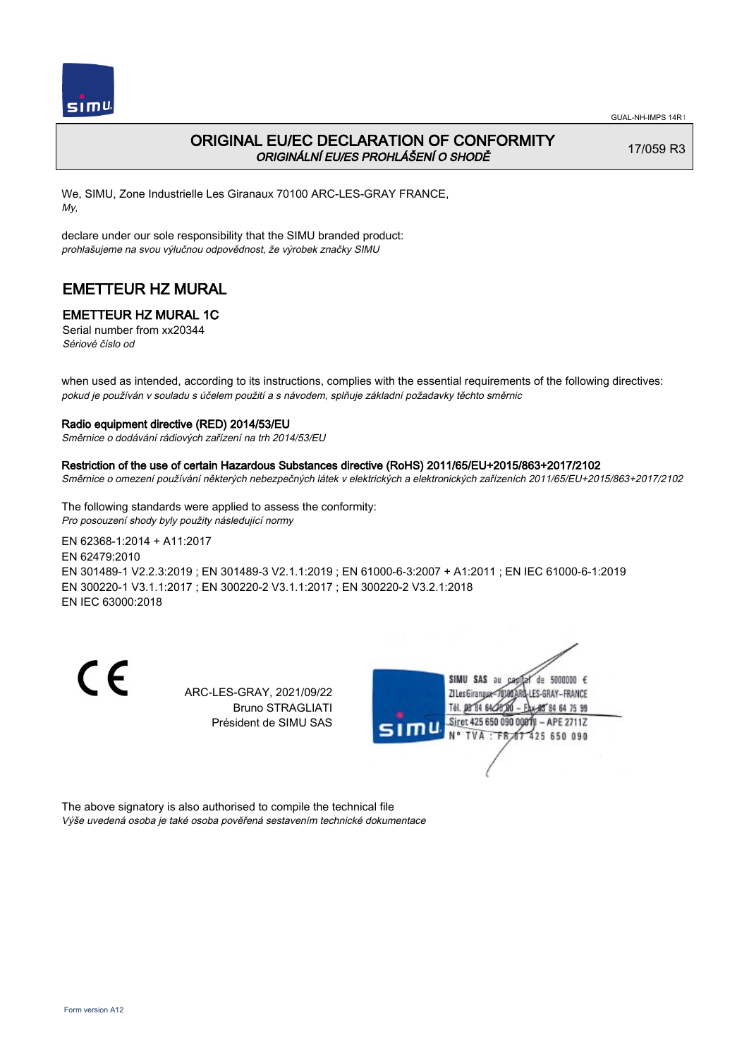GUAL-NH-IMPS 14R1

# ORIGINAL EU/EC DECLARATION OF CONFORMITY

*ORIGINÁLNÍ EU/ES PROHLÁŠENÍ O SHODĚ*

17/059 R3

We, SIMU, Zone Industrielle Les Giranaux 70100 ARC-LES-GRAY FRANCE,
*My,*

declare under our sole responsibility that the SIMU branded product:
*prohlašujeme na svou výlučnou odpovědnost, že výrobek značky SIMU*

## EMETTEUR HZ MURAL

### EMETTEUR HZ MURAL 1C

Serial number from xx20344
*Sériové číslo od*

when used as intended, according to its instructions, complies with the essential requirements of the following directives:
*pokud je používán v souladu s účelem použití a s návodem, splňuje základní požadavky těchto směrnic*

**Radio equipment directive (RED) 2014/53/EU**
*Směrnice o dodávání rádiových zařízení na trh 2014/53/EU*

**Restriction of the use of certain Hazardous Substances directive (RoHS) 2011/65/EU+2015/863+2017/2102**
*Směrnice o omezení používání některých nebezpečných látek v elektrických a elektronických zařízeních 2011/65/EU+2015/863+2017/2102*

The following standards were applied to assess the conformity:
*Pro posouzení shody byly použity následující normy*

EN 62368-1:2014 + A11:2017
EN 62479:2010
EN 301489-1 V2.2.3:2019 ; EN 301489-3 V2.1.1:2019 ; EN 61000-6-3:2007 + A1:2011 ; EN IEC 61000-6-1:2019
EN 300220-1 V3.1.1:2017 ; EN 300220-2 V3.1.1:2017 ; EN 300220-2 V3.2.1:2018
EN IEC 63000:2018

CE

ARC-LES-GRAY, 2021/09/22
Bruno STRAGLIATI
Président de SIMU SAS

SIMU SAS au capital de 5000000 €
ZI Les Giranaux 70100 ARC-LES-GRAY-FRANCE
Tél. 03 84 64 75 00 – Fax 03 84 64 75 99
Siret 425 650 090 00011 – APE 2711Z
N° TVA : FR 67 425 650 090

The above signatory is also authorised to compile the technical file
*Výše uvedená osoba je také osoba pověřená sestavením technické dokumentace*

Form version A12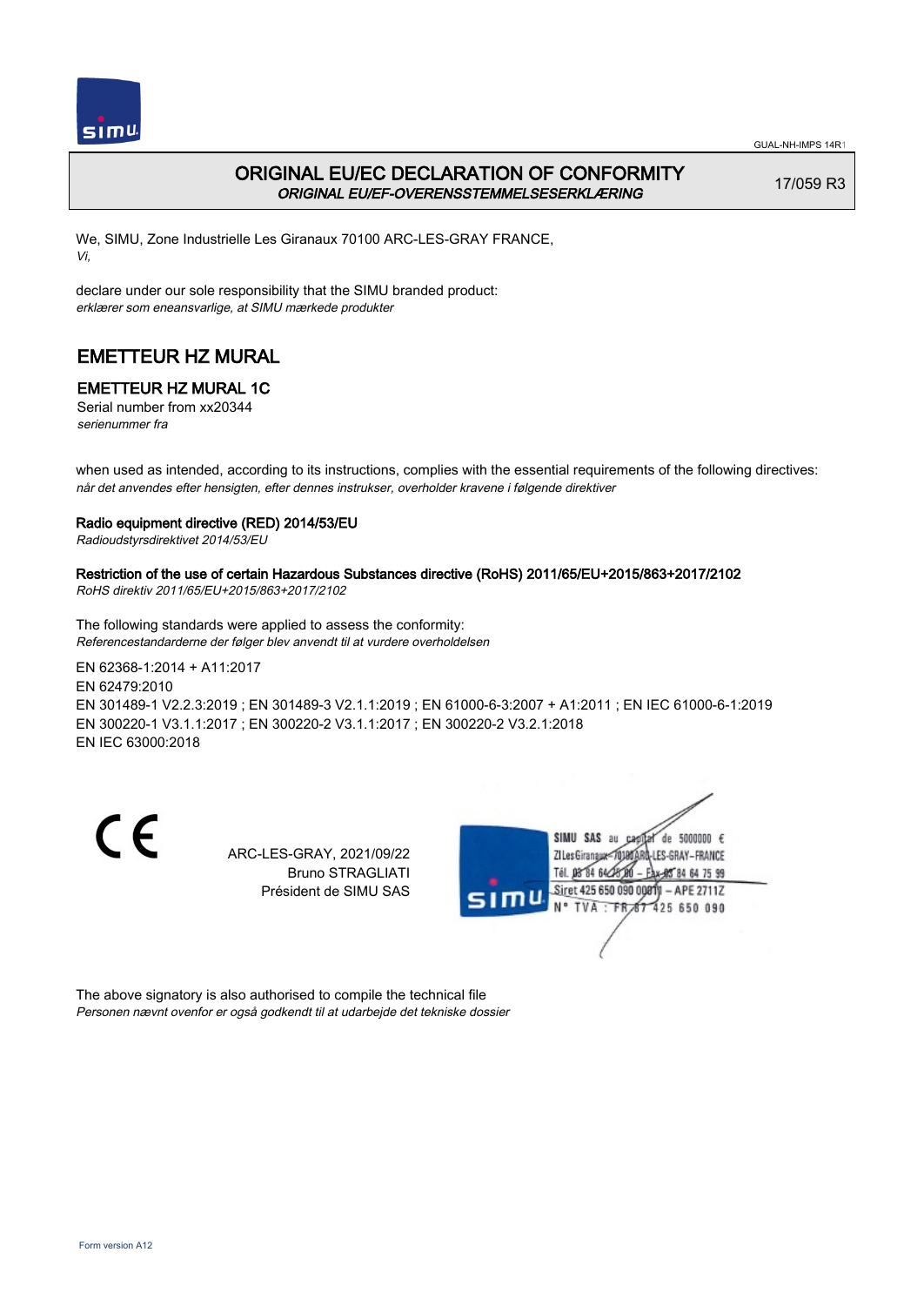# ORIGINAL EU/EC DECLARATION OF CONFORMITY

*ORIGINAL EU/EF-OVERENSSTEMMELSESERKLÆRING*

17/059 R3

We, SIMU, Zone Industrielle Les Giranaux 70100 ARC-LES-GRAY FRANCE,
*Vi,*

declare under our sole responsibility that the SIMU branded product:
*erklærer som eneansvarlige, at SIMU mærkede produkter*

## EMETTEUR HZ MURAL

### EMETTEUR HZ MURAL 1C

Serial number from xx20344
*serienummer fra*

when used as intended, according to its instructions, complies with the essential requirements of the following directives:
*når det anvendes efter hensigten, efter dennes instrukser, overholder kravene i følgende direktiver*

**Radio equipment directive (RED) 2014/53/EU**
*Radioudstyrsdirektivet 2014/53/EU*

**Restriction of the use of certain Hazardous Substances directive (RoHS) 2011/65/EU+2015/863+2017/2102**
*RoHS direktiv 2011/65/EU+2015/863+2017/2102*

The following standards were applied to assess the conformity:
*Referencestandarderne der følger blev anvendt til at vurdere overholdelsen*

EN 62368-1:2014 + A11:2017
EN 62479:2010
EN 301489-1 V2.2.3:2019 ; EN 301489-3 V2.1.1:2019 ; EN 61000-6-3:2007 + A1:2011 ; EN IEC 61000-6-1:2019
EN 300220-1 V3.1.1:2017 ; EN 300220-2 V3.1.1:2017 ; EN 300220-2 V3.2.1:2018
EN IEC 63000:2018

CE

ARC-LES-GRAY, 2021/09/22
Bruno STRAGLIATI
Président de SIMU SAS

SIMU SAS au capital de 5000000 €
ZI Les Giranaux 70100 ARC-LES-GRAY-FRANCE
Tél. 03 84 64 75 00 – Fax 03 84 64 75 99
Siret 425 650 090 00011 – APE 2711Z
N° TVA : FR 67 425 650 090

The above signatory is also authorised to compile the technical file
*Personen nævnt ovenfor er også godkendt til at udarbejde det tekniske dossier*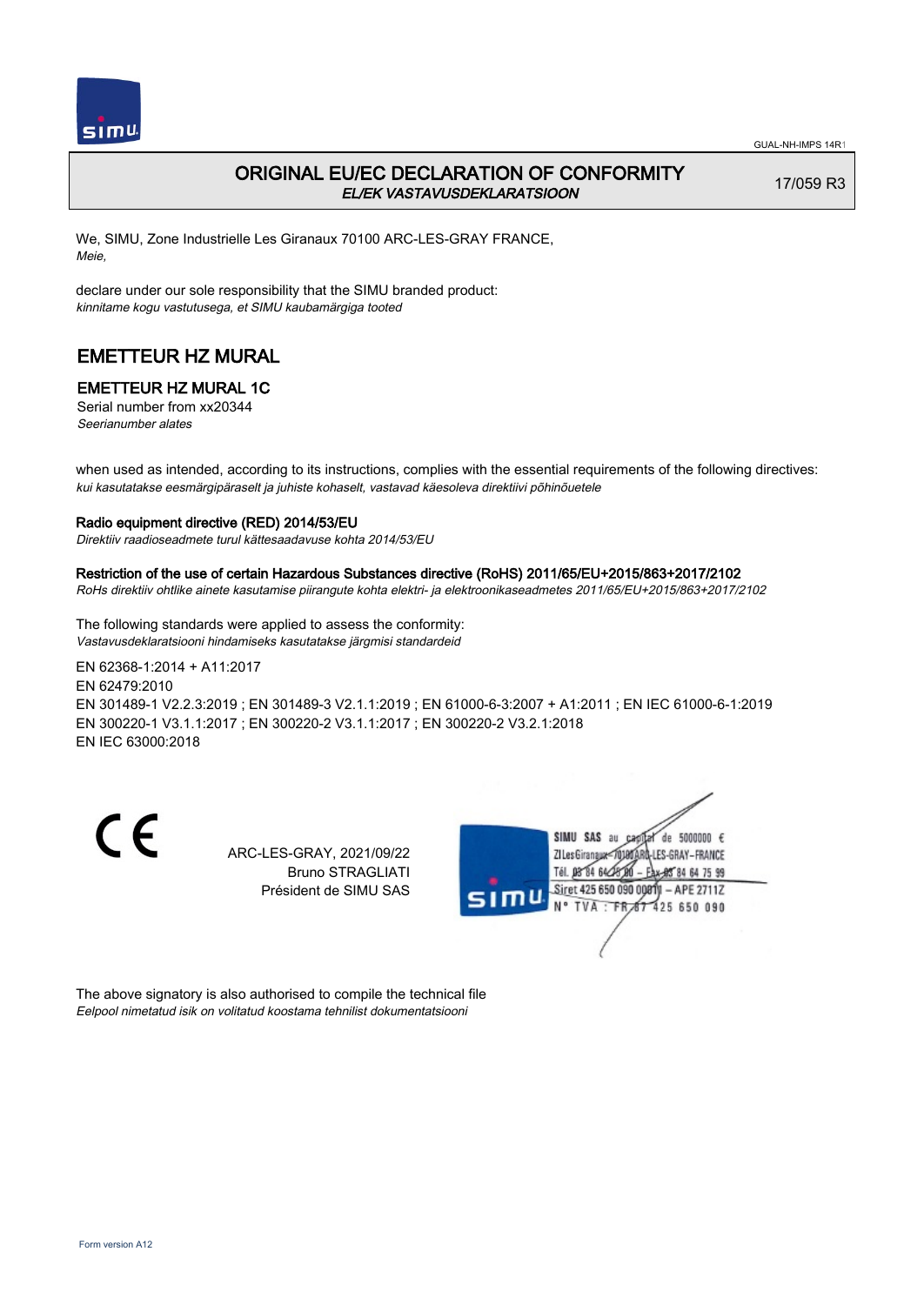# ORIGINAL EU/EC DECLARATION OF CONFORMITY

*EL/EK VASTAVUSDEKLARATSIOON*

17/059 R3

We, SIMU, Zone Industrielle Les Giranaux 70100 ARC-LES-GRAY FRANCE,
*Meie,*

declare under our sole responsibility that the SIMU branded product:
*kinnitame kogu vastutusega, et SIMU kaubamärgiga tooted*

## EMETTEUR HZ MURAL

### EMETTEUR HZ MURAL 1C

Serial number from xx20344
*Seerianumber alates*

when used as intended, according to its instructions, complies with the essential requirements of the following directives:
*kui kasutatakse eesmärgipäraselt ja juhiste kohaselt, vastavad käesoleva direktiivi põhinõuetele*

**Radio equipment directive (RED) 2014/53/EU**
*Direktiiv raadioseadmete turul kättesaadavuse kohta 2014/53/EU*

**Restriction of the use of certain Hazardous Substances directive (RoHS) 2011/65/EU+2015/863+2017/2102**
*RoHs direktiiv ohtlike ainete kasutamise piirangute kohta elektri- ja elektroonikaseadmetes 2011/65/EU+2015/863+2017/2102*

The following standards were applied to assess the conformity:
*Vastavusdeklaratsiooni hindamiseks kasutatakse järgmisi standardeid*

EN 62368-1:2014 + A11:2017
EN 62479:2010
EN 301489-1 V2.2.3:2019 ; EN 301489-3 V2.1.1:2019 ; EN 61000-6-3:2007 + A1:2011 ; EN IEC 61000-6-1:2019
EN 300220-1 V3.1.1:2017 ; EN 300220-2 V3.1.1:2017 ; EN 300220-2 V3.2.1:2018
EN IEC 63000:2018

ARC-LES-GRAY, 2021/09/22
Bruno STRAGLIATI
Président de SIMU SAS

SIMU SAS au capital de 5000000 €
ZI Les Giranaux 70100 ARC-LES-GRAY-FRANCE
Tél. 03 84 64 75 00 – Fax 03 84 64 75 99
Siret 425 650 090 00011 – APE 2711Z
N° TVA : FR 67 425 650 090

The above signatory is also authorised to compile the technical file
*Eelpool nimetatud isik on volitatud koostama tehnilist dokumentatsiooni*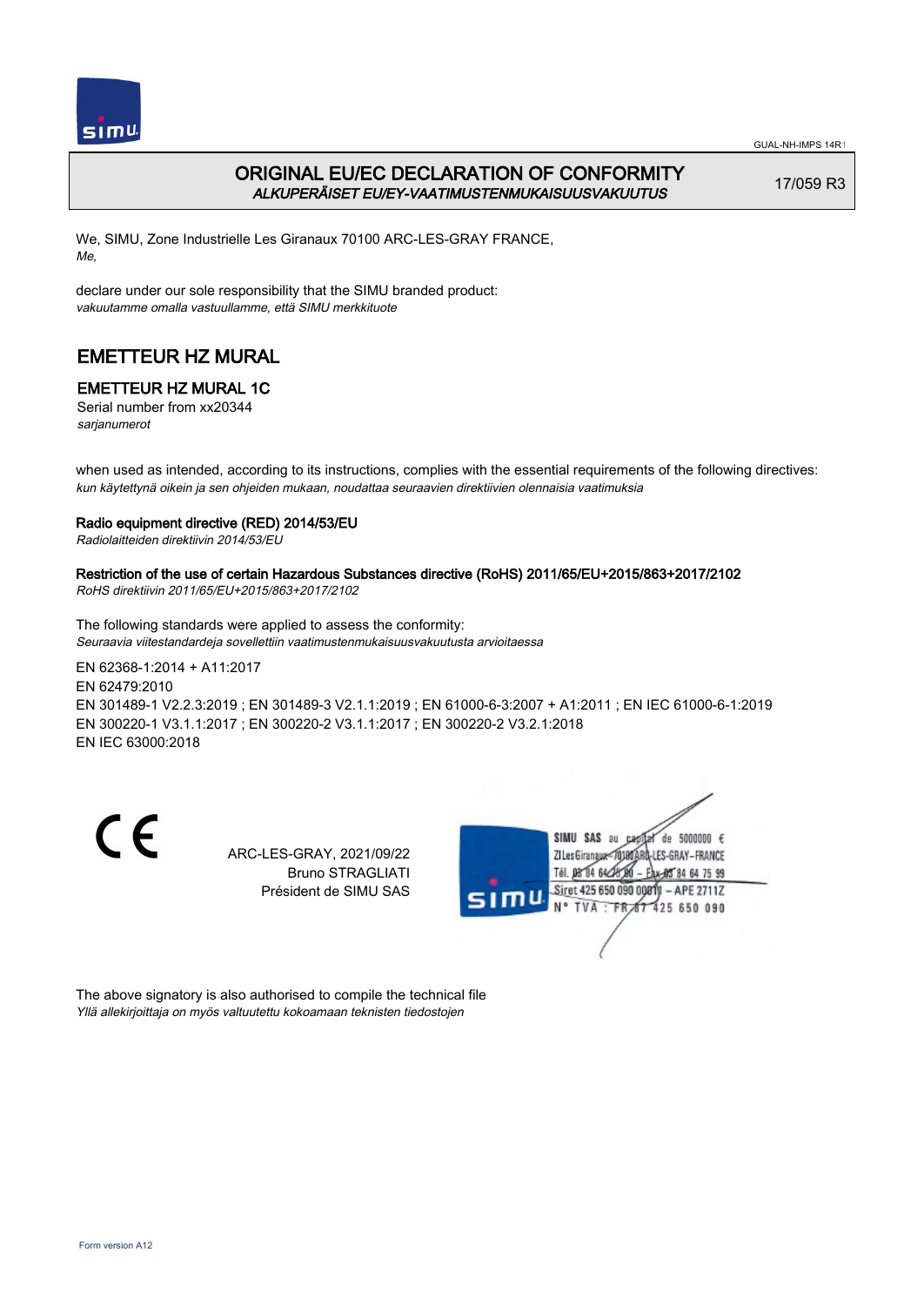# ORIGINAL EU/EC DECLARATION OF CONFORMITY

*ALKUPERÄISET EU/EY-VAATIMUSTENMUKAISUUSVAKUUTUS*

17/059 R3

We, SIMU, Zone Industrielle Les Giranaux 70100 ARC-LES-GRAY FRANCE,
*Me,*

declare under our sole responsibility that the SIMU branded product:
*vakuutamme omalla vastuullamme, että SIMU merkkituote*

## EMETTEUR HZ MURAL

### EMETTEUR HZ MURAL 1C

Serial number from xx20344
*sarjanumerot*

when used as intended, according to its instructions, complies with the essential requirements of the following directives:
*kun käytettynä oikein ja sen ohjeiden mukaan, noudattaa seuraavien direktiivien olennaisia vaatimuksia*

**Radio equipment directive (RED) 2014/53/EU**
*Radiolaitteiden direktiivin 2014/53/EU*

**Restriction of the use of certain Hazardous Substances directive (RoHS) 2011/65/EU+2015/863+2017/2102**
*RoHS direktiivin 2011/65/EU+2015/863+2017/2102*

The following standards were applied to assess the conformity:
*Seuraavia viitestandardeja sovellettiin vaatimustenmukaisuusvakuutusta arvioitaessa*

EN 62368-1:2014 + A11:2017
EN 62479:2010
EN 301489-1 V2.2.3:2019 ; EN 301489-3 V2.1.1:2019 ; EN 61000-6-3:2007 + A1:2011 ; EN IEC 61000-6-1:2019
EN 300220-1 V3.1.1:2017 ; EN 300220-2 V3.1.1:2017 ; EN 300220-2 V3.2.1:2018
EN IEC 63000:2018

CE

ARC-LES-GRAY, 2021/09/22
Bruno STRAGLIATI
Président de SIMU SAS

SIMU SAS au capital de 5000000 €
ZI Les Giranaux 70100 ARC-LES-GRAY-FRANCE
Tél. 03 84 64 75 00 – Fax 03 84 64 75 99
Siret 425 650 090 00011 – APE 2711Z
N° TVA : FR 67 425 650 090

The above signatory is also authorised to compile the technical file
*Yllä allekirjoittaja on myös valtuutettu kokoamaan teknisten tiedostojen*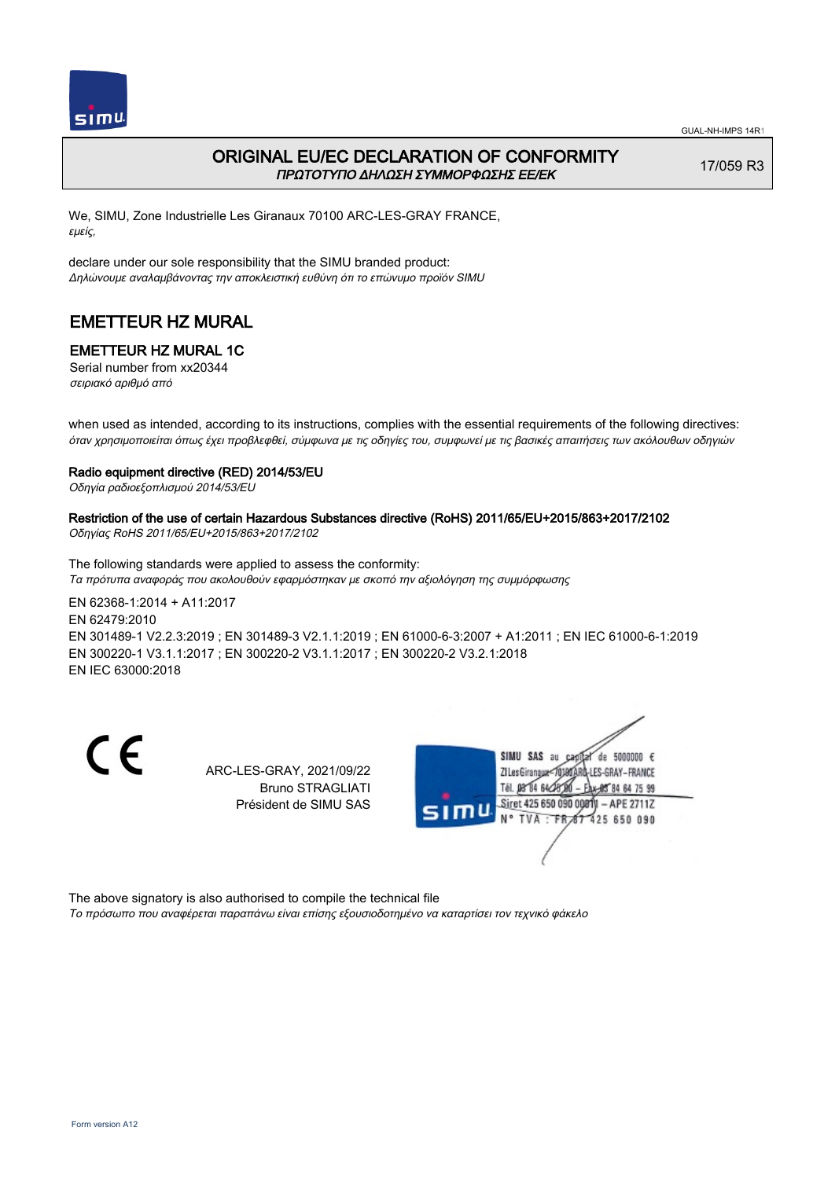# ORIGINAL EU/EC DECLARATION OF CONFORMITY

*ΠΡΩΤΟΤΥΠΟ ΔΗΛΩΣΗ ΣΥΜΜΟΡΦΩΣΗΣ ΕΕ/ΕΚ*

17/059 R3

We, SIMU, Zone Industrielle Les Giranaux 70100 ARC-LES-GRAY FRANCE,
*εμείς,*

declare under our sole responsibility that the SIMU branded product:
*Δηλώνουμε αναλαμβάνοντας την αποκλειστική ευθύνη ότι το επώνυμο προϊόν SIMU*

## EMETTEUR HZ MURAL

### EMETTEUR HZ MURAL 1C

Serial number from xx20344
*σειριακό αριθμό από*

when used as intended, according to its instructions, complies with the essential requirements of the following directives:
*όταν χρησιμοποιείται όπως έχει προβλεφθεί, σύμφωνα με τις οδηγίες του, συμφωνεί με τις βασικές απαιτήσεις των ακόλουθων οδηγιών*

**Radio equipment directive (RED) 2014/53/EU**
*Οδηγία ραδιοεξοπλισμού 2014/53/EU*

**Restriction of the use of certain Hazardous Substances directive (RoHS) 2011/65/EU+2015/863+2017/2102**
*Οδηγίας RoHS 2011/65/EU+2015/863+2017/2102*

The following standards were applied to assess the conformity:
*Τα πρότυπα αναφοράς που ακολουθούν εφαρμόστηκαν με σκοπό την αξιολόγηση της συμμόρφωσης*

EN 62368-1:2014 + A11:2017
EN 62479:2010
EN 301489-1 V2.2.3:2019 ; EN 301489-3 V2.1.1:2019 ; EN 61000-6-3:2007 + A1:2011 ; EN IEC 61000-6-1:2019
EN 300220-1 V3.1.1:2017 ; EN 300220-2 V3.1.1:2017 ; EN 300220-2 V3.2.1:2018
EN IEC 63000:2018

ARC-LES-GRAY, 2021/09/22
Bruno STRAGLIATI
Président de SIMU SAS

SIMU SAS au capital de 5000000 €
ZI Les Giranaux 70100 ARC-LES-GRAY-FRANCE
Tél. 03 84 64 75 00 – Fax 03 84 64 75 99
Siret 425 650 090 00011 – APE 2711Z
N° TVA : FR 67 425 650 090

The above signatory is also authorised to compile the technical file
*Το πρόσωπο που αναφέρεται παραπάνω είναι επίσης εξουσιοδοτημένο να καταρτίσει τον τεχνικό φάκελο*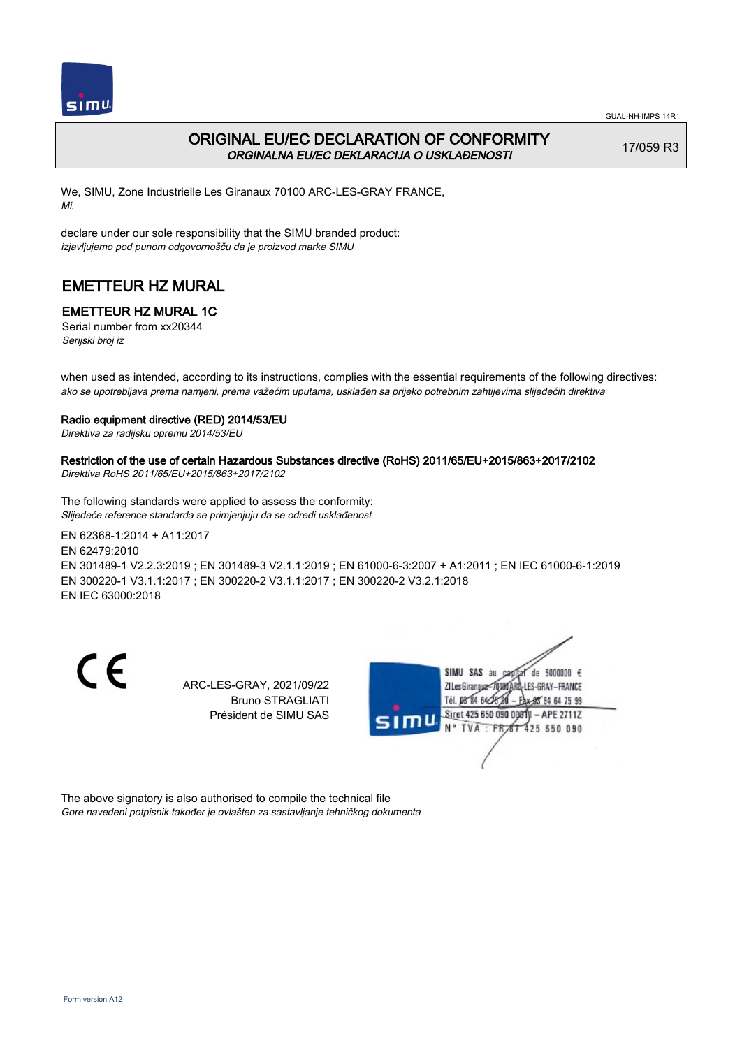GUAL-NH-IMPS 14R1

# ORIGINAL EU/EC DECLARATION OF CONFORMITY

*ORGINALNA EU/EC DEKLARACIJA O USKLAĐENOSTI*

17/059 R3

We, SIMU, Zone Industrielle Les Giranaux 70100 ARC-LES-GRAY FRANCE,
*Mi,*

declare under our sole responsibility that the SIMU branded product:
*izjavljujemo pod punom odgovornošču da je proizvod marke SIMU*

## EMETTEUR HZ MURAL

### EMETTEUR HZ MURAL 1C

Serial number from xx20344
*Serijski broj iz*

when used as intended, according to its instructions, complies with the essential requirements of the following directives:
*ako se upotrebljava prema namjeni, prema važećim uputama, usklađen sa prijeko potrebnim zahtijevima slijedećih direktiva*

**Radio equipment directive (RED) 2014/53/EU**
*Direktiva za radijsku opremu 2014/53/EU*

**Restriction of the use of certain Hazardous Substances directive (RoHS) 2011/65/EU+2015/863+2017/2102**
*Direktiva RoHS 2011/65/EU+2015/863+2017/2102*

The following standards were applied to assess the conformity:
*Slijedeće reference standarda se primjenjuju da se odredi usklađenost*

EN 62368-1:2014 + A11:2017
EN 62479:2010
EN 301489-1 V2.2.3:2019 ; EN 301489-3 V2.1.1:2019 ; EN 61000-6-3:2007 + A1:2011 ; EN IEC 61000-6-1:2019
EN 300220-1 V3.1.1:2017 ; EN 300220-2 V3.1.1:2017 ; EN 300220-2 V3.2.1:2018
EN IEC 63000:2018

CE

ARC-LES-GRAY, 2021/09/22
Bruno STRAGLIATI
Président de SIMU SAS

SIMU SAS au capital de 5000000 €
ZI Les Giranaux 70100 ARC-LES-GRAY-FRANCE
Tél. 03 84 64 75 00 – Fax 03 84 64 75 99
Siret 425 650 090 00011 – APE 2711Z
N° TVA : FR 87 425 650 090

The above signatory is also authorised to compile the technical file
*Gore navedeni potpisnik također je ovlašten za sastavljanje tehničkog dokumenta*

Form version A12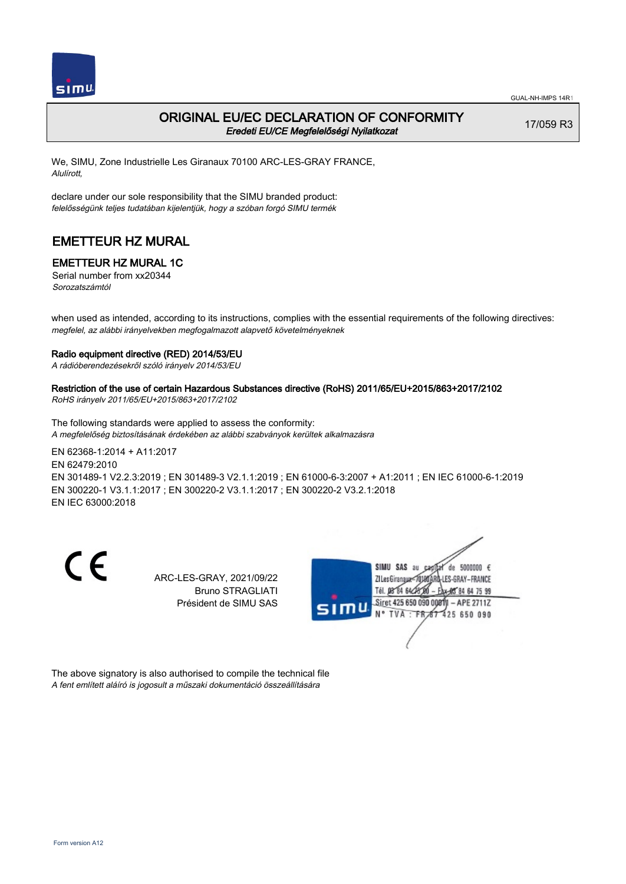GUAL-NH-IMPS 14R1

# ORIGINAL EU/EC DECLARATION OF CONFORMITY

*Eredeti EU/CE Megfelelőségi Nyilatkozat*

17/059 R3

We, SIMU, Zone Industrielle Les Giranaux 70100 ARC-LES-GRAY FRANCE,
*Alulírott,*

declare under our sole responsibility that the SIMU branded product:
*felelősségünk teljes tudatában kijelentjük, hogy a szóban forgó SIMU termék*

## EMETTEUR HZ MURAL

### EMETTEUR HZ MURAL 1C

Serial number from xx20344
*Sorozatszámtól*

when used as intended, according to its instructions, complies with the essential requirements of the following directives:
*megfelel, az alábbi irányelvekben megfogalmazott alapvető követelményeknek*

**Radio equipment directive (RED) 2014/53/EU**
*A rádióberendezésekről szóló irányelv 2014/53/EU*

**Restriction of the use of certain Hazardous Substances directive (RoHS) 2011/65/EU+2015/863+2017/2102**
*RoHS irányelv 2011/65/EU+2015/863+2017/2102*

The following standards were applied to assess the conformity:
*A megfelelőség biztosításának érdekében az alábbi szabványok kerültek alkalmazásra*

EN 62368-1:2014 + A11:2017
EN 62479:2010
EN 301489-1 V2.2.3:2019 ; EN 301489-3 V2.1.1:2019 ; EN 61000-6-3:2007 + A1:2011 ; EN IEC 61000-6-1:2019
EN 300220-1 V3.1.1:2017 ; EN 300220-2 V3.1.1:2017 ; EN 300220-2 V3.2.1:2018
EN IEC 63000:2018

CE

ARC-LES-GRAY, 2021/09/22
Bruno STRAGLIATI
Président de SIMU SAS

SIMU SAS au capital de 5000000 €
ZI Les Giranaux 70100 ARC-LES-GRAY-FRANCE
Tél. 03 84 64 75 00 – Fax 03 84 64 75 99
Siret 425 650 090 00011 – APE 2711Z
N° TVA : FR 67 425 650 090

The above signatory is also authorised to compile the technical file
*A fent említett aláíró is jogosult a műszaki dokumentáció összeállítására*

Form version A12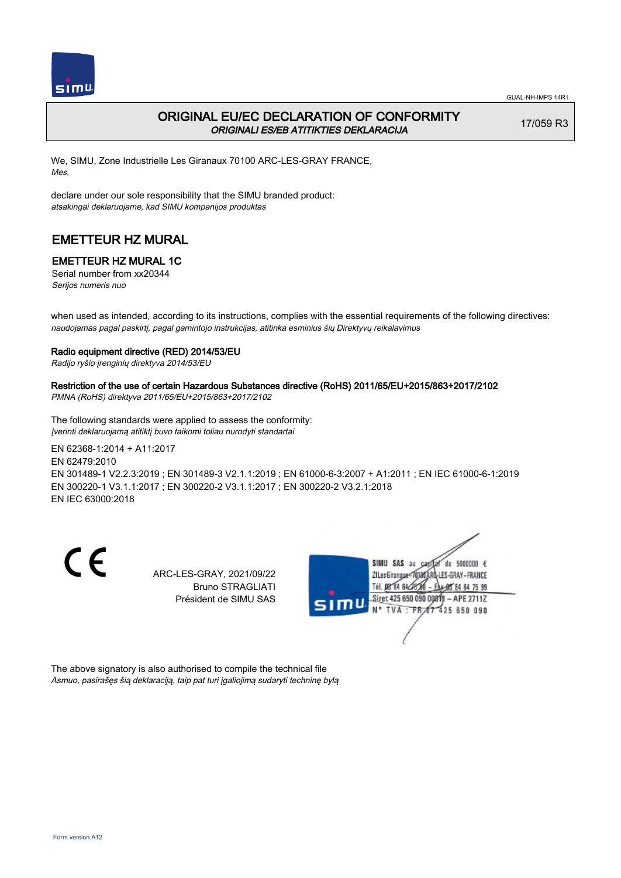# ORIGINAL EU/EC DECLARATION OF CONFORMITY
*ORIGINALI ES/EB ATITIKTIES DEKLARACIJA*

17/059 R3

We, SIMU, Zone Industrielle Les Giranaux 70100 ARC-LES-GRAY FRANCE,
*Mes,*

declare under our sole responsibility that the SIMU branded product:
*atsakingai deklaruojame, kad SIMU kompanijos produktas*

## EMETTEUR HZ MURAL

### EMETTEUR HZ MURAL 1C

Serial number from xx20344
*Serijos numeris nuo*

when used as intended, according to its instructions, complies with the essential requirements of the following directives:
*naudojamas pagal paskirtį, pagal gamintojo instrukcijas, atitinka esminius šių Direktyvų reikalavimus*

**Radio equipment directive (RED) 2014/53/EU**
*Radijo ryšio įrenginių direktyva 2014/53/EU*

**Restriction of the use of certain Hazardous Substances directive (RoHS) 2011/65/EU+2015/863+2017/2102**
*PMNA (RoHS) direktyva 2011/65/EU+2015/863+2017/2102*

The following standards were applied to assess the conformity:
*Įverinti deklaruojamą atitiktį buvo taikomi toliau nurodyti standartai*

EN 62368-1:2014 + A11:2017
EN 62479:2010
EN 301489-1 V2.2.3:2019 ; EN 301489-3 V2.1.1:2019 ; EN 61000-6-3:2007 + A1:2011 ; EN IEC 61000-6-1:2019
EN 300220-1 V3.1.1:2017 ; EN 300220-2 V3.1.1:2017 ; EN 300220-2 V3.2.1:2018
EN IEC 63000:2018

CE

ARC-LES-GRAY, 2021/09/22
Bruno STRAGLIATI
Président de SIMU SAS

SIMU SAS au capital de 5000000 €
ZI Les Giranaux 70100 ARC-LES-GRAY-FRANCE
Tél. 03 84 64 75 00 – Fax 03 84 64 75 99
Siret 425 650 090 00011 – APE 2711Z
N° TVA : FR 67 425 650 090

The above signatory is also authorised to compile the technical file
*Asmuo, pasirašęs šią deklaraciją, taip pat turi įgaliojimą sudaryti techninę bylą*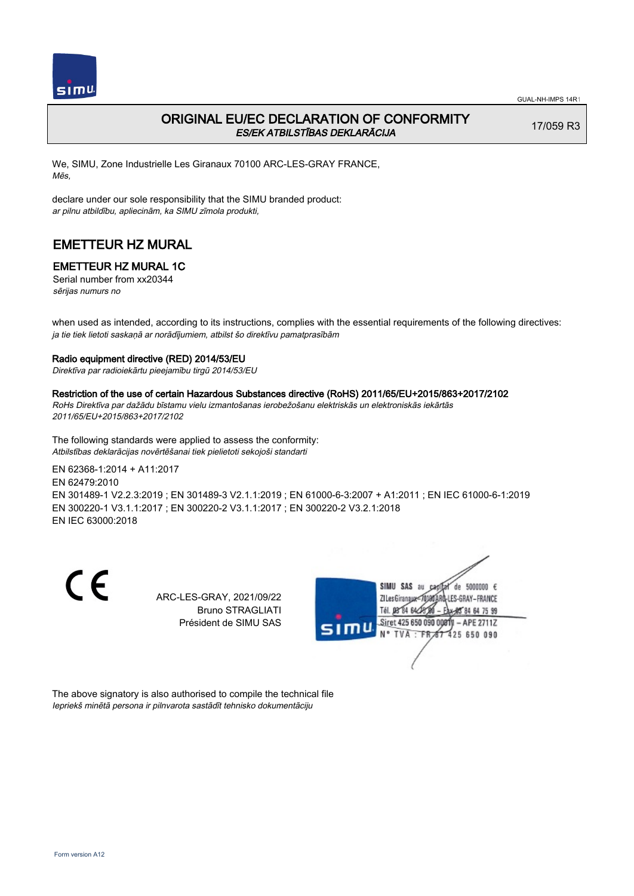GUAL-NH-IMPS 14R1

# ORIGINAL EU/EC DECLARATION OF CONFORMITY

*ES/EK ATBILSTĪBAS DEKLARĀCIJA*

17/059 R3

We, SIMU, Zone Industrielle Les Giranaux 70100 ARC-LES-GRAY FRANCE,
*Mēs,*

declare under our sole responsibility that the SIMU branded product:
*ar pilnu atbildību, apliecinām, ka SIMU zīmola produkti,*

## EMETTEUR HZ MURAL

### EMETTEUR HZ MURAL 1C

Serial number from xx20344
*sērijas numurs no*

when used as intended, according to its instructions, complies with the essential requirements of the following directives:
*ja tie tiek lietoti saskaņā ar norādījumiem, atbilst šo direktīvu pamatprasībām*

**Radio equipment directive (RED) 2014/53/EU**
*Direktīva par radioiekārtu pieejamību tirgū 2014/53/EU*

**Restriction of the use of certain Hazardous Substances directive (RoHS) 2011/65/EU+2015/863+2017/2102**
*RoHs Direktīva par dažādu bīstamu vielu izmantošanas ierobežošanu elektriskās un elektroniskās iekārtās 2011/65/EU+2015/863+2017/2102*

The following standards were applied to assess the conformity:
*Atbilstības deklarācijas novērtēšanai tiek pielietoti sekojoši standarti*

EN 62368-1:2014 + A11:2017
EN 62479:2010
EN 301489-1 V2.2.3:2019 ; EN 301489-3 V2.1.1:2019 ; EN 61000-6-3:2007 + A1:2011 ; EN IEC 61000-6-1:2019
EN 300220-1 V3.1.1:2017 ; EN 300220-2 V3.1.1:2017 ; EN 300220-2 V3.2.1:2018
EN IEC 63000:2018

CE

ARC-LES-GRAY, 2021/09/22
Bruno STRAGLIATI
Président de SIMU SAS

SIMU SAS au capital de 5000000 €
ZI Les Giranaux 70100 ARC-LES-GRAY-FRANCE
Tél. 03 84 64 75 00 – Fax 03 84 64 75 99
Siret 425 650 090 00011 – APE 2711Z
N° TVA : FR 87 425 650 090

The above signatory is also authorised to compile the technical file
*Iepriekš minētā persona ir pilnvarota sastādīt tehnisko dokumentāciju*

Form version A12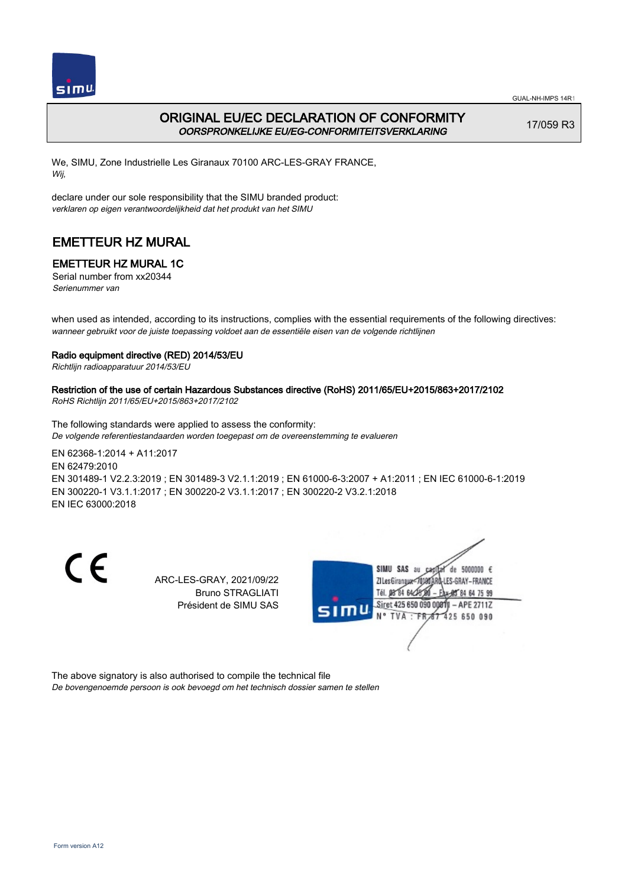# ORIGINAL EU/EC DECLARATION OF CONFORMITY

*OORSPRONKELIJKE EU/EG-CONFORMITEITSVERKLARING*

17/059 R3

We, SIMU, Zone Industrielle Les Giranaux 70100 ARC-LES-GRAY FRANCE,
*Wij,*

declare under our sole responsibility that the SIMU branded product:
*verklaren op eigen verantwoordelijkheid dat het produkt van het SIMU*

## EMETTEUR HZ MURAL

### EMETTEUR HZ MURAL 1C

Serial number from xx20344
*Serienummer van*

when used as intended, according to its instructions, complies with the essential requirements of the following directives:
*wanneer gebruikt voor de juiste toepassing voldoet aan de essentiële eisen van de volgende richtlijnen*

**Radio equipment directive (RED) 2014/53/EU**
*Richtlijn radioapparatuur 2014/53/EU*

**Restriction of the use of certain Hazardous Substances directive (RoHS) 2011/65/EU+2015/863+2017/2102**
*RoHS Richtlijn 2011/65/EU+2015/863+2017/2102*

The following standards were applied to assess the conformity:
*De volgende referentiestandaarden worden toegepast om de overeenstemming te evalueren*

EN 62368-1:2014 + A11:2017
EN 62479:2010
EN 301489-1 V2.2.3:2019 ; EN 301489-3 V2.1.1:2019 ; EN 61000-6-3:2007 + A1:2011 ; EN IEC 61000-6-1:2019
EN 300220-1 V3.1.1:2017 ; EN 300220-2 V3.1.1:2017 ; EN 300220-2 V3.2.1:2018
EN IEC 63000:2018

ARC-LES-GRAY, 2021/09/22
Bruno STRAGLIATI
Président de SIMU SAS

SIMU SAS au capital de 5000000 €
ZI Les Giranaux 70100 ARC-LES-GRAY-FRANCE
Tél. 03 84 64 75 00 – Fax 03 84 64 75 99
Siret 425 650 090 00011 – APE 2711Z
N° TVA : FR 67 425 650 090

The above signatory is also authorised to compile the technical file
*De bovengenoemde persoon is ook bevoegd om het technisch dossier samen te stellen*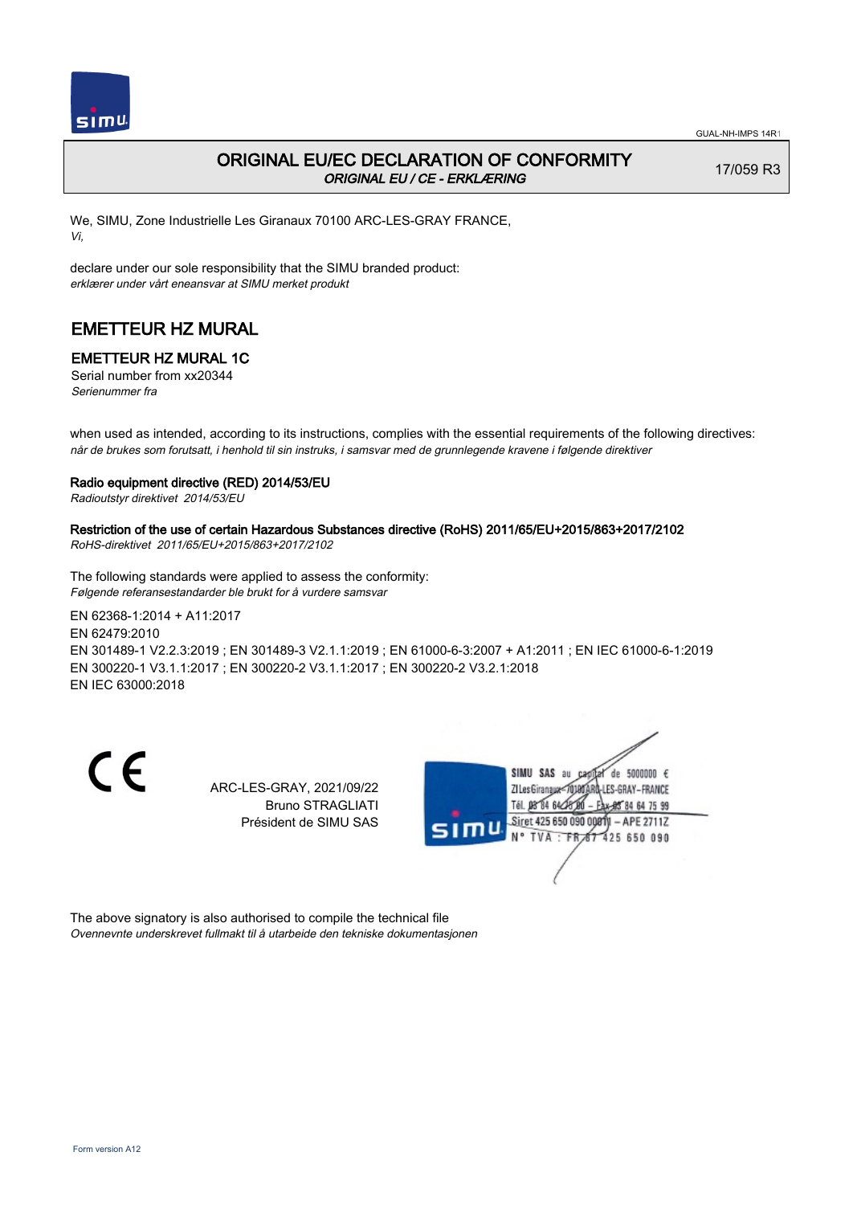# ORIGINAL EU/EC DECLARATION OF CONFORMITY

*ORIGINAL EU / CE - ERKLÆRING*

17/059 R3

We, SIMU, Zone Industrielle Les Giranaux 70100 ARC-LES-GRAY FRANCE,
*Vi,*

declare under our sole responsibility that the SIMU branded product:
*erklærer under vårt eneansvar at SIMU merket produkt*

## EMETTEUR HZ MURAL

### EMETTEUR HZ MURAL 1C

Serial number from xx20344
*Serienummer fra*

when used as intended, according to its instructions, complies with the essential requirements of the following directives:
*når de brukes som forutsatt, i henhold til sin instruks, i samsvar med de grunnlegende kravene i følgende direktiver*

**Radio equipment directive (RED) 2014/53/EU**
*Radioutstyr direktivet 2014/53/EU*

**Restriction of the use of certain Hazardous Substances directive (RoHS) 2011/65/EU+2015/863+2017/2102**
*RoHS-direktivet 2011/65/EU+2015/863+2017/2102*

The following standards were applied to assess the conformity:
*Følgende referansestandarder ble brukt for å vurdere samsvar*

EN 62368-1:2014 + A11:2017
EN 62479:2010
EN 301489-1 V2.2.3:2019 ; EN 301489-3 V2.1.1:2019 ; EN 61000-6-3:2007 + A1:2011 ; EN IEC 61000-6-1:2019
EN 300220-1 V3.1.1:2017 ; EN 300220-2 V3.1.1:2017 ; EN 300220-2 V3.2.1:2018
EN IEC 63000:2018

CE

ARC-LES-GRAY, 2021/09/22
Bruno STRAGLIATI
Président de SIMU SAS

SIMU SAS au capital de 5000000 €
ZI Les Giranaux 70100 ARC-LES-GRAY-FRANCE
Tél. 03 84 64 75 00 – Fax 03 84 64 75 99
Siret 425 650 090 00011 – APE 2711Z
N° TVA : FR 87 425 650 090

The above signatory is also authorised to compile the technical file
*Ovennevnte underskrevet fullmakt til å utarbeide den tekniske dokumentasjonen*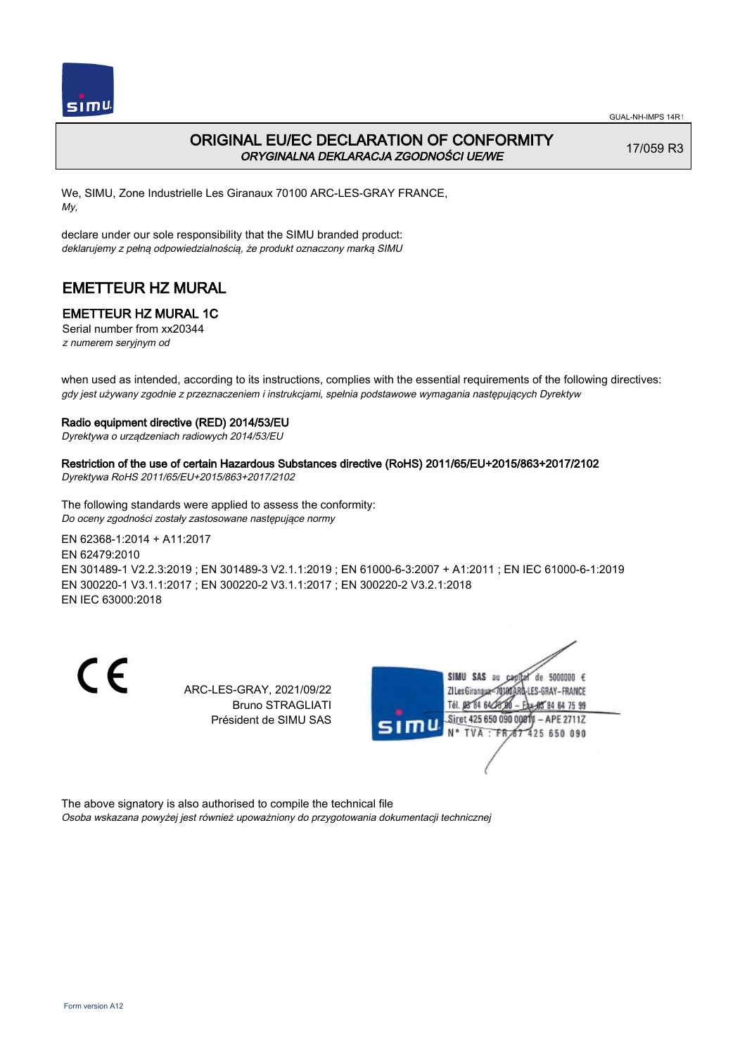GUAL-NH-IMPS 14R1

# ORIGINAL EU/EC DECLARATION OF CONFORMITY
*ORYGINALNA DEKLARACJA ZGODNOŚCI UE/WE*

17/059 R3

We, SIMU, Zone Industrielle Les Giranaux 70100 ARC-LES-GRAY FRANCE,
*My,*

declare under our sole responsibility that the SIMU branded product:
*deklarujemy z pełną odpowiedzialnością, że produkt oznaczony marką SIMU*

## EMETTEUR HZ MURAL

### EMETTEUR HZ MURAL 1C

Serial number from xx20344
*z numerem seryjnym od*

when used as intended, according to its instructions, complies with the essential requirements of the following directives:
*gdy jest używany zgodnie z przeznaczeniem i instrukcjami, spełnia podstawowe wymagania następujących Dyrektyw*

**Radio equipment directive (RED) 2014/53/EU**
*Dyrektywa o urządzeniach radiowych 2014/53/EU*

**Restriction of the use of certain Hazardous Substances directive (RoHS) 2011/65/EU+2015/863+2017/2102**
*Dyrektywa RoHS 2011/65/EU+2015/863+2017/2102*

The following standards were applied to assess the conformity:
*Do oceny zgodności zostały zastosowane następujące normy*

EN 62368-1:2014 + A11:2017
EN 62479:2010
EN 301489-1 V2.2.3:2019 ; EN 301489-3 V2.1.1:2019 ; EN 61000-6-3:2007 + A1:2011 ; EN IEC 61000-6-1:2019
EN 300220-1 V3.1.1:2017 ; EN 300220-2 V3.1.1:2017 ; EN 300220-2 V3.2.1:2018
EN IEC 63000:2018

CE

ARC-LES-GRAY, 2021/09/22
Bruno STRAGLIATI
Président de SIMU SAS

SIMU SAS au capital de 5000000 €
ZI Les Giranaux 70100 ARC-LES-GRAY-FRANCE
Tél. 03 84 64 75 00 – Fax 03 84 64 75 99
Siret 425 650 090 00011 – APE 2711Z
N° TVA : FR 87 425 650 090

The above signatory is also authorised to compile the technical file
*Osoba wskazana powyżej jest również upoważniony do przygotowania dokumentacji technicznej*

Form version A12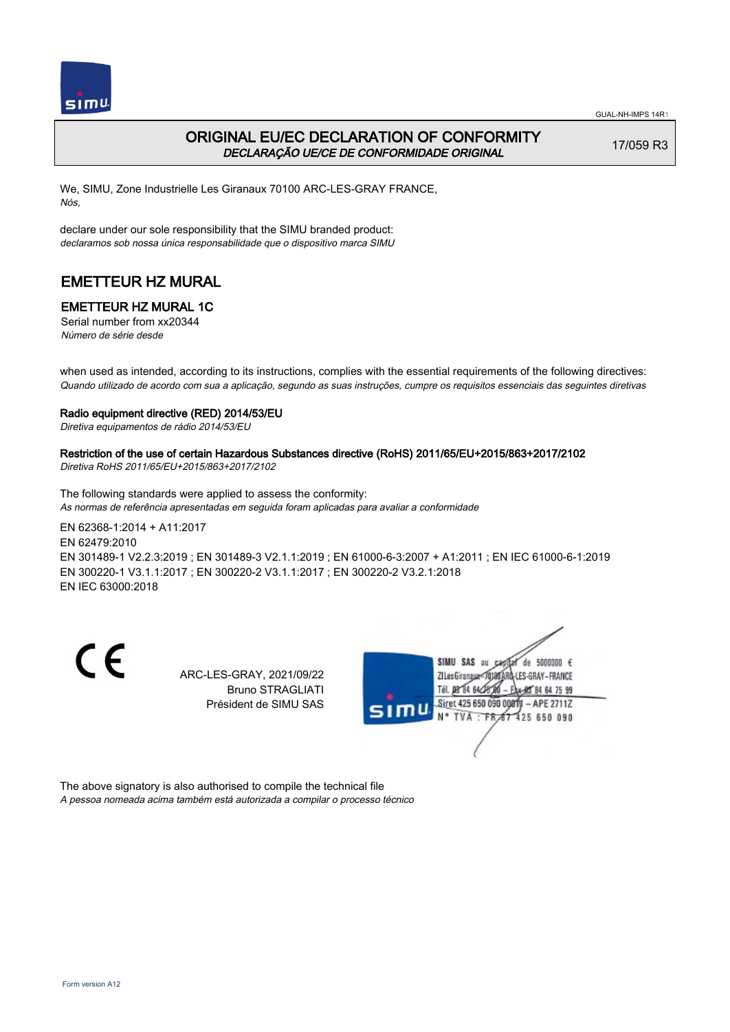GUAL-NH-IMPS 14R1

# ORIGINAL EU/EC DECLARATION OF CONFORMITY
*DECLARAÇÃO UE/CE DE CONFORMIDADE ORIGINAL*

17/059 R3

We, SIMU, Zone Industrielle Les Giranaux 70100 ARC-LES-GRAY FRANCE,
*Nós,*

declare under our sole responsibility that the SIMU branded product:
*declaramos sob nossa única responsabilidade que o dispositivo marca SIMU*

## EMETTEUR HZ MURAL

### EMETTEUR HZ MURAL 1C

Serial number from xx20344
*Número de série desde*

when used as intended, according to its instructions, complies with the essential requirements of the following directives:
*Quando utilizado de acordo com sua a aplicação, segundo as suas instruções, cumpre os requisitos essenciais das seguintes diretivas*

**Radio equipment directive (RED) 2014/53/EU**
*Diretiva equipamentos de rádio 2014/53/EU*

**Restriction of the use of certain Hazardous Substances directive (RoHS) 2011/65/EU+2015/863+2017/2102**
*Diretiva RoHS 2011/65/EU+2015/863+2017/2102*

The following standards were applied to assess the conformity:
*As normas de referência apresentadas em seguida foram aplicadas para avaliar a conformidade*

EN 62368-1:2014 + A11:2017
EN 62479:2010
EN 301489-1 V2.2.3:2019 ; EN 301489-3 V2.1.1:2019 ; EN 61000-6-3:2007 + A1:2011 ; EN IEC 61000-6-1:2019
EN 300220-1 V3.1.1:2017 ; EN 300220-2 V3.1.1:2017 ; EN 300220-2 V3.2.1:2018
EN IEC 63000:2018

CE

ARC-LES-GRAY, 2021/09/22
Bruno STRAGLIATI
Président de SIMU SAS

SIMU SAS au capital de 5000000 €
ZI Les Giranaux 70100 ARC-LES-GRAY-FRANCE
Tél. 03 84 64 75 00 – Fax 03 84 64 75 99
Siret 425 650 090 00011 – APE 2711Z
N° TVA : FR 87 425 650 090

The above signatory is also authorised to compile the technical file
*A pessoa nomeada acima também está autorizada a compilar o processo técnico*

Form version A12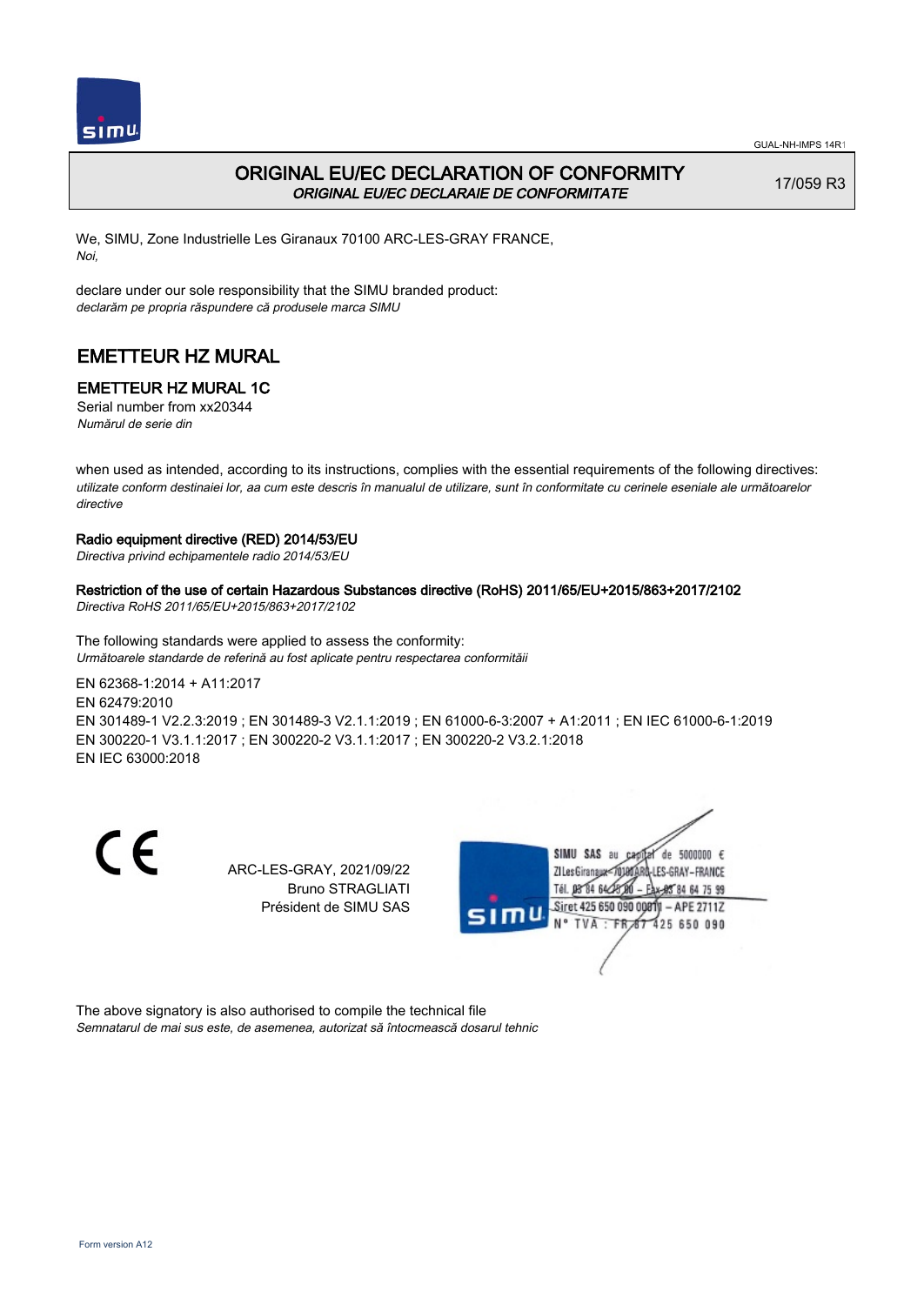# ORIGINAL EU/EC DECLARATION OF CONFORMITY

*ORIGINAL EU/EC DECLARAIE DE CONFORMITATE*

17/059 R3

We, SIMU, Zone Industrielle Les Giranaux 70100 ARC-LES-GRAY FRANCE,
*Noi,*

declare under our sole responsibility that the SIMU branded product:
*declarăm pe propria răspundere că produsele marca SIMU*

## EMETTEUR HZ MURAL

### EMETTEUR HZ MURAL 1C

Serial number from xx20344
*Numărul de serie din*

when used as intended, according to its instructions, complies with the essential requirements of the following directives:
*utilizate conform destinaiei lor, aa cum este descris în manualul de utilizare, sunt în conformitate cu cerinele eseniale ale următoarelor directive*

**Radio equipment directive (RED) 2014/53/EU**
*Directiva privind echipamentele radio 2014/53/EU*

**Restriction of the use of certain Hazardous Substances directive (RoHS) 2011/65/EU+2015/863+2017/2102**
*Directiva RoHS 2011/65/EU+2015/863+2017/2102*

The following standards were applied to assess the conformity:
*Următoarele standarde de referină au fost aplicate pentru respectarea conformităii*

EN 62368-1:2014 + A11:2017
EN 62479:2010
EN 301489-1 V2.2.3:2019 ; EN 301489-3 V2.1.1:2019 ; EN 61000-6-3:2007 + A1:2011 ; EN IEC 61000-6-1:2019
EN 300220-1 V3.1.1:2017 ; EN 300220-2 V3.1.1:2017 ; EN 300220-2 V3.2.1:2018
EN IEC 63000:2018

CE

ARC-LES-GRAY, 2021/09/22
Bruno STRAGLIATI
Président de SIMU SAS

SIMU SAS au capital de 5000000 €
ZI Les Giranaux 70100 ARC-LES-GRAY-FRANCE
Tél. 03 84 64 75 00 – Fax 03 84 64 75 99
Siret 425 650 090 00011 – APE 2711Z
N° TVA : FR 87 425 650 090

The above signatory is also authorised to compile the technical file
*Semnatarul de mai sus este, de asemenea, autorizat să întocmească dosarul tehnic*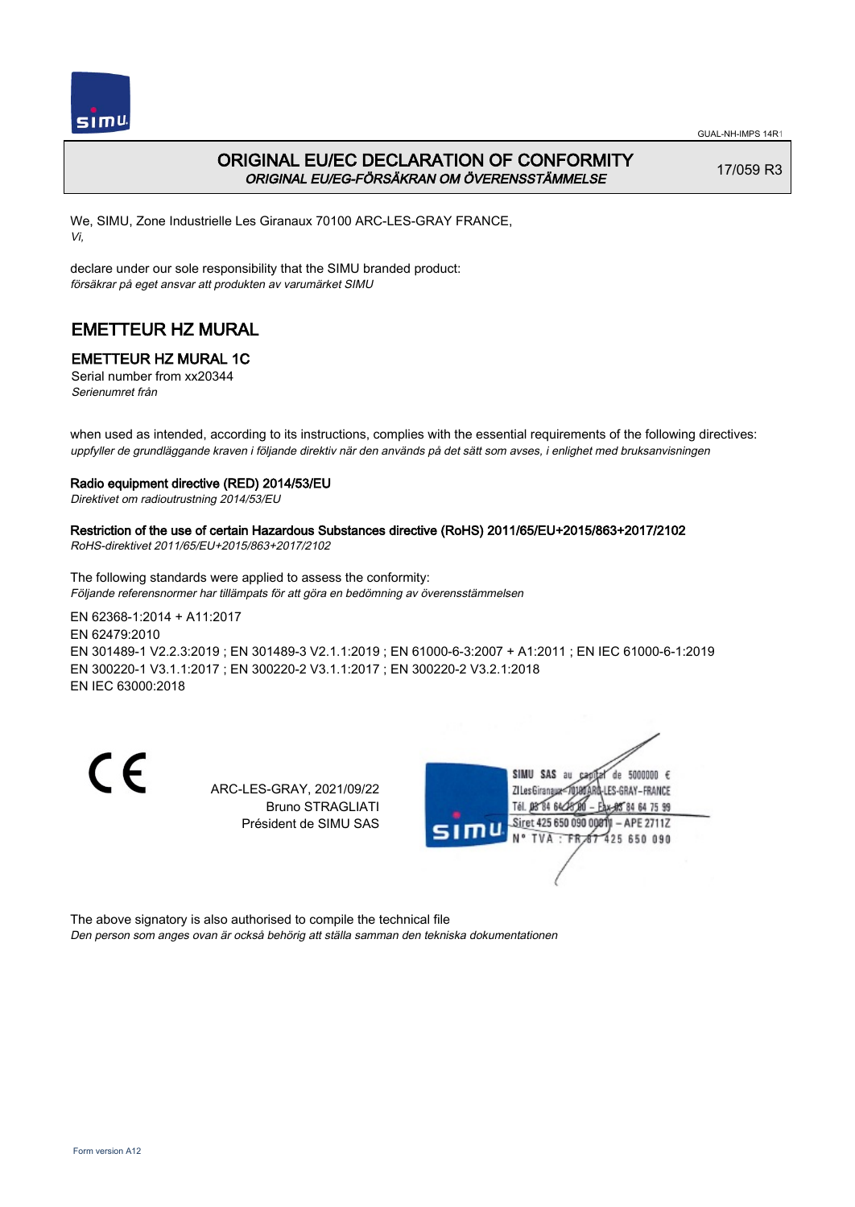# ORIGINAL EU/EC DECLARATION OF CONFORMITY

*ORIGINAL EU/EG-FÖRSÄKRAN OM ÖVERENSSTÄMMELSE*

17/059 R3

We, SIMU, Zone Industrielle Les Giranaux 70100 ARC-LES-GRAY FRANCE,
*Vi,*

declare under our sole responsibility that the SIMU branded product:
*försäkrar på eget ansvar att produkten av varumärket SIMU*

## EMETTEUR HZ MURAL

### EMETTEUR HZ MURAL 1C

Serial number from xx20344
*Serienumret från*

when used as intended, according to its instructions, complies with the essential requirements of the following directives:
*uppfyller de grundläggande kraven i följande direktiv när den används på det sätt som avses, i enlighet med bruksanvisningen*

**Radio equipment directive (RED) 2014/53/EU**
*Direktivet om radioutrustning 2014/53/EU*

**Restriction of the use of certain Hazardous Substances directive (RoHS) 2011/65/EU+2015/863+2017/2102**
*RoHS-direktivet 2011/65/EU+2015/863+2017/2102*

The following standards were applied to assess the conformity:
*Följande referensnormer har tillämpats för att göra en bedömning av överensstämmelsen*

EN 62368-1:2014 + A11:2017
EN 62479:2010
EN 301489-1 V2.2.3:2019 ; EN 301489-3 V2.1.1:2019 ; EN 61000-6-3:2007 + A1:2011 ; EN IEC 61000-6-1:2019
EN 300220-1 V3.1.1:2017 ; EN 300220-2 V3.1.1:2017 ; EN 300220-2 V3.2.1:2018
EN IEC 63000:2018

CE

ARC-LES-GRAY, 2021/09/22
Bruno STRAGLIATI
Président de SIMU SAS

SIMU SAS au capital de 5000000 €
ZI Les Giranaux 70100 ARC-LES-GRAY-FRANCE
Tél. 03 84 64 75 00 – Fax 03 84 64 75 99
Siret 425 650 090 00011 – APE 2711Z
N° TVA : FR 67 425 650 090

The above signatory is also authorised to compile the technical file
*Den person som anges ovan är också behörig att ställa samman den tekniska dokumentationen*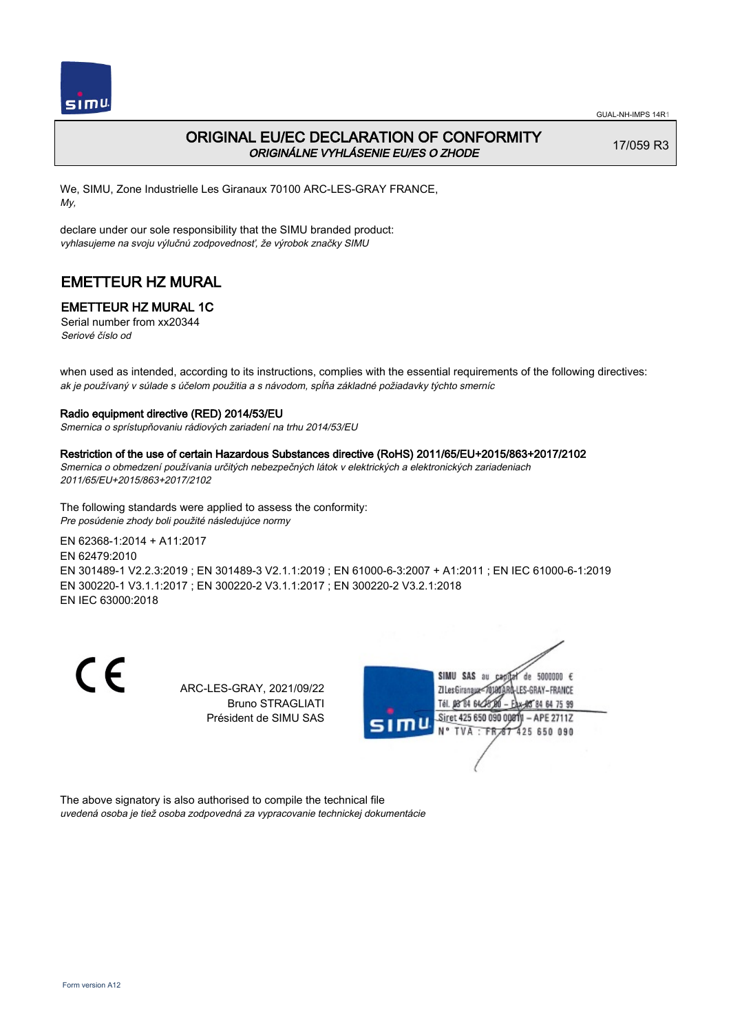# ORIGINAL EU/EC DECLARATION OF CONFORMITY

*ORIGINÁLNE VYHLÁSENIE EU/ES O ZHODE*

17/059 R3

We, SIMU, Zone Industrielle Les Giranaux 70100 ARC-LES-GRAY FRANCE,
*My,*

declare under our sole responsibility that the SIMU branded product:
*vyhlasujeme na svoju výlučnú zodpovednosť, že výrobok značky SIMU*

## EMETTEUR HZ MURAL

### EMETTEUR HZ MURAL 1C

Serial number from xx20344
*Seriové číslo od*

when used as intended, according to its instructions, complies with the essential requirements of the following directives:
*ak je používaný v súlade s účelom použitia a s návodom, spĺňa základné požiadavky týchto smerníc*

**Radio equipment directive (RED) 2014/53/EU**
*Smernica o sprístupňovaniu rádiových zariadení na trhu 2014/53/EU*

**Restriction of the use of certain Hazardous Substances directive (RoHS) 2011/65/EU+2015/863+2017/2102**
*Smernica o obmedzení používania určitých nebezpečných látok v elektrických a elektronických zariadeniach 2011/65/EU+2015/863+2017/2102*

The following standards were applied to assess the conformity:
*Pre posúdenie zhody boli použité následujúce normy*

EN 62368-1:2014 + A11:2017
EN 62479:2010
EN 301489-1 V2.2.3:2019 ; EN 301489-3 V2.1.1:2019 ; EN 61000-6-3:2007 + A1:2011 ; EN IEC 61000-6-1:2019
EN 300220-1 V3.1.1:2017 ; EN 300220-2 V3.1.1:2017 ; EN 300220-2 V3.2.1:2018
EN IEC 63000:2018

CE

ARC-LES-GRAY, 2021/09/22
Bruno STRAGLIATI
Président de SIMU SAS

SIMU SAS au capital de 5000000 €
ZI Les Giranaux 70100 ARC-LES-GRAY-FRANCE
Tél. 03 84 64 75 00 – Fax 03 84 64 75 99
Siret 425 650 090 00011 – APE 2711Z
N° TVA : FR 87 425 650 090

The above signatory is also authorised to compile the technical file
*uvedená osoba je tiež osoba zodpovedná za vypracovanie technickej dokumentácie*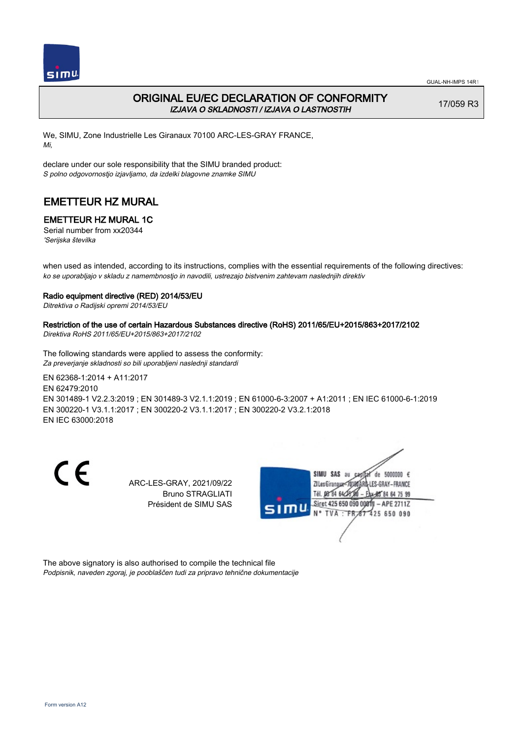# ORIGINAL EU/EC DECLARATION OF CONFORMITY

*IZJAVA O SKLADNOSTI / IZJAVA O LASTNOSTIH*

17/059 R3

We, SIMU, Zone Industrielle Les Giranaux 70100 ARC-LES-GRAY FRANCE,
*Mi,*

declare under our sole responsibility that the SIMU branded product:
*S polno odgovornostjo izjavljamo, da izdelki blagovne znamke SIMU*

## EMETTEUR HZ MURAL

### EMETTEUR HZ MURAL 1C

Serial number from xx20344
*'Serijska številka*

when used as intended, according to its instructions, complies with the essential requirements of the following directives:
*ko se uporabljajo v skladu z namembnostjo in navodili, ustrezajo bistvenim zahtevam naslednjih direktiv*

**Radio equipment directive (RED) 2014/53/EU**
*Ditrektiva o Radijski opremi 2014/53/EU*

**Restriction of the use of certain Hazardous Substances directive (RoHS) 2011/65/EU+2015/863+2017/2102**
*Direktiva RoHS 2011/65/EU+2015/863+2017/2102*

The following standards were applied to assess the conformity:
*Za preverjanje skladnosti so bili uporabljeni naslednji standardi*

EN 62368-1:2014 + A11:2017
EN 62479:2010
EN 301489-1 V2.2.3:2019 ; EN 301489-3 V2.1.1:2019 ; EN 61000-6-3:2007 + A1:2011 ; EN IEC 61000-6-1:2019
EN 300220-1 V3.1.1:2017 ; EN 300220-2 V3.1.1:2017 ; EN 300220-2 V3.2.1:2018
EN IEC 63000:2018

ARC-LES-GRAY, 2021/09/22
Bruno STRAGLIATI
Président de SIMU SAS

SIMU SAS au capital de 5000000 €
ZI Les Giranaux 70100 ARC-LES-GRAY-FRANCE
Tél. 03 84 64 75 00 – Fax 03 84 64 75 99
Siret 425 650 090 00011 – APE 2711Z
N° TVA : FR 87 425 650 090

The above signatory is also authorised to compile the technical file
*Podpisnik, naveden zgoraj, je pooblaščen tudi za pripravo tehnične dokumentacije*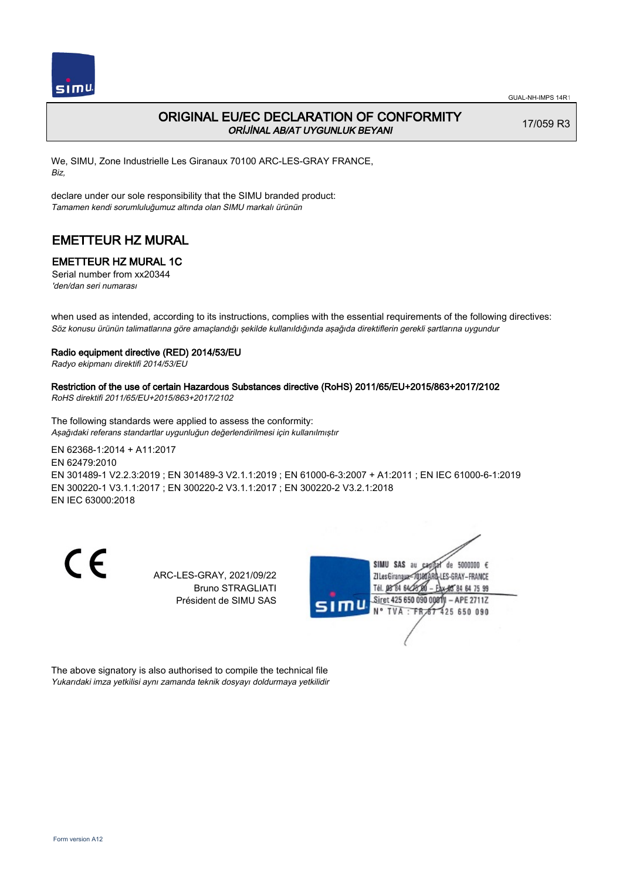# ORIGINAL EU/EC DECLARATION OF CONFORMITY

*ORİJİNAL AB/AT UYGUNLUK BEYANI*

17/059 R3

We, SIMU, Zone Industrielle Les Giranaux 70100 ARC-LES-GRAY FRANCE,
*Biz,*

declare under our sole responsibility that the SIMU branded product:
*Tamamen kendi sorumluluğumuz altında olan SIMU markalı ürünün*

## EMETTEUR HZ MURAL

### EMETTEUR HZ MURAL 1C

Serial number from xx20344
*'den/dan seri numarası*

when used as intended, according to its instructions, complies with the essential requirements of the following directives:
*Söz konusu ürünün talimatlarına göre amaçlandığı şekilde kullanıldığında aşağıda direktiflerin gerekli şartlarına uygundur*

**Radio equipment directive (RED) 2014/53/EU**
*Radyo ekipmanı direktifi 2014/53/EU*

**Restriction of the use of certain Hazardous Substances directive (RoHS) 2011/65/EU+2015/863+2017/2102**
*RoHS direktifi 2011/65/EU+2015/863+2017/2102*

The following standards were applied to assess the conformity:
*Aşağıdaki referans standartlar uygunluğun değerlendirilmesi için kullanılmıştır*

EN 62368-1:2014 + A11:2017
EN 62479:2010
EN 301489-1 V2.2.3:2019 ; EN 301489-3 V2.1.1:2019 ; EN 61000-6-3:2007 + A1:2011 ; EN IEC 61000-6-1:2019
EN 300220-1 V3.1.1:2017 ; EN 300220-2 V3.1.1:2017 ; EN 300220-2 V3.2.1:2018
EN IEC 63000:2018

CE

ARC-LES-GRAY, 2021/09/22
Bruno STRAGLIATI
Président de SIMU SAS

SIMU SAS au capital de 5000000 €
ZI Les Giranaux 70100 ARC-LES-GRAY-FRANCE
Tél. 03 84 64 75 00 – Fax 03 84 64 75 99
Siret 425 650 090 00011 – APE 2711Z
N° TVA : FR 87 425 650 090

The above signatory is also authorised to compile the technical file
*Yukarıdaki imza yetkilisi aynı zamanda teknik dosyayı doldurmaya yetkilidir*